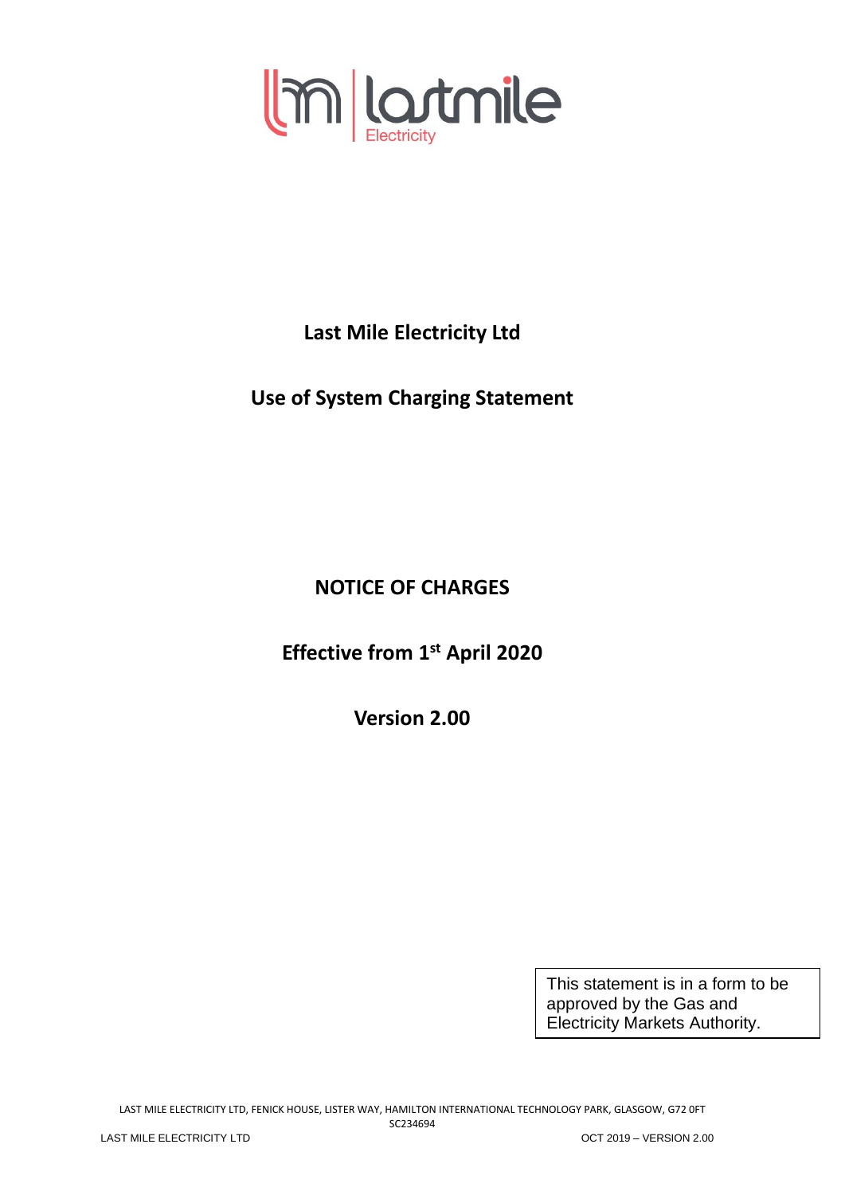# Last Mile Electricity Ltd

## Use of System Charging Statement

## NOTICE OF CHARGES

## Effective from 1st April 2020

## Version 2.00

This statement is in a form to be approved by the Gas and Electricity Markets Authority.

LAST MILE ELECTRICITY LTD, FENICK HOUSE, LISTER WAY, HAMILTON INTERNATIONAL TECHNOLOGY PARK, GLASGOW, G72 0FT
SC234694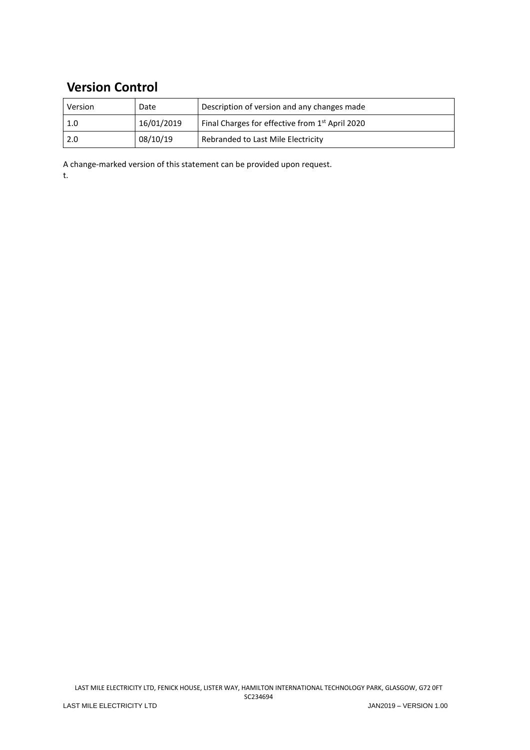## Version Control

| Version | Date | Description of version and any changes made |
|---|---|---|
| 1.0 | 16/01/2019 | Final Charges for effective from 1st April 2020 |
| 2.0 | 08/10/19 | Rebranded to Last Mile Electricity |

A change-marked version of this statement can be provided upon request.

t.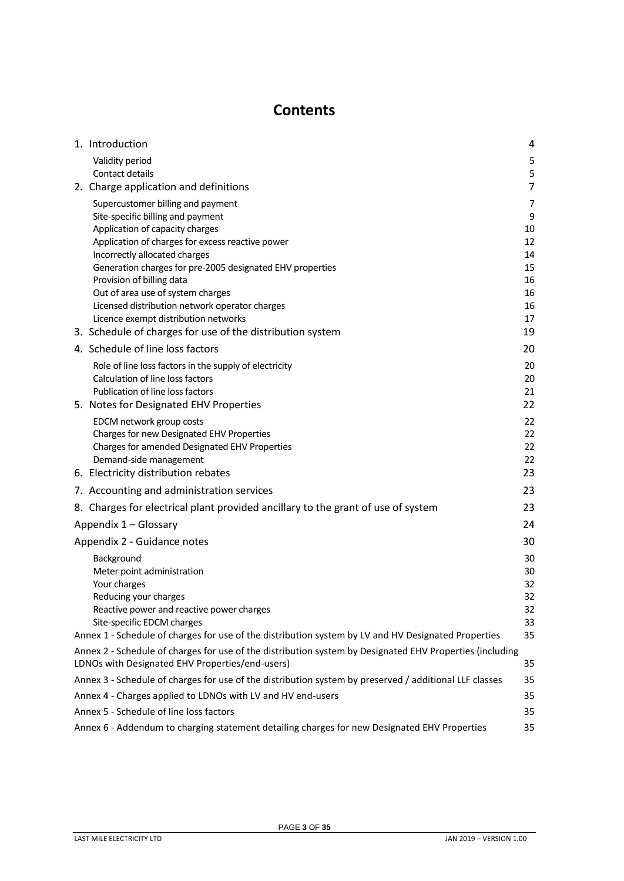# Contents

| | |
|---|---|
| 1. Introduction | 4 |
| Validity period | 5 |
| Contact details | 5 |
| 2. Charge application and definitions | 7 |
| Supercustomer billing and payment | 7 |
| Site-specific billing and payment | 9 |
| Application of capacity charges | 10 |
| Application of charges for excess reactive power | 12 |
| Incorrectly allocated charges | 14 |
| Generation charges for pre-2005 designated EHV properties | 15 |
| Provision of billing data | 16 |
| Out of area use of system charges | 16 |
| Licensed distribution network operator charges | 16 |
| Licence exempt distribution networks | 17 |
| 3. Schedule of charges for use of the distribution system | 19 |
| 4. Schedule of line loss factors | 20 |
| Role of line loss factors in the supply of electricity | 20 |
| Calculation of line loss factors | 20 |
| Publication of line loss factors | 21 |
| 5. Notes for Designated EHV Properties | 22 |
| EDCM network group costs | 22 |
| Charges for new Designated EHV Properties | 22 |
| Charges for amended Designated EHV Properties | 22 |
| Demand-side management | 22 |
| 6. Electricity distribution rebates | 23 |
| 7. Accounting and administration services | 23 |
| 8. Charges for electrical plant provided ancillary to the grant of use of system | 23 |
| Appendix 1 – Glossary | 24 |
| Appendix 2 - Guidance notes | 30 |
| Background | 30 |
| Meter point administration | 30 |
| Your charges | 32 |
| Reducing your charges | 32 |
| Reactive power and reactive power charges | 32 |
| Site-specific EDCM charges | 33 |
| Annex 1 - Schedule of charges for use of the distribution system by LV and HV Designated Properties | 35 |
| Annex 2 - Schedule of charges for use of the distribution system by Designated EHV Properties (including LDNOs with Designated EHV Properties/end-users) | 35 |
| Annex 3 - Schedule of charges for use of the distribution system by preserved / additional LLF classes | 35 |
| Annex 4 - Charges applied to LDNOs with LV and HV end-users | 35 |
| Annex 5 - Schedule of line loss factors | 35 |
| Annex 6 - Addendum to charging statement detailing charges for new Designated EHV Properties | 35 |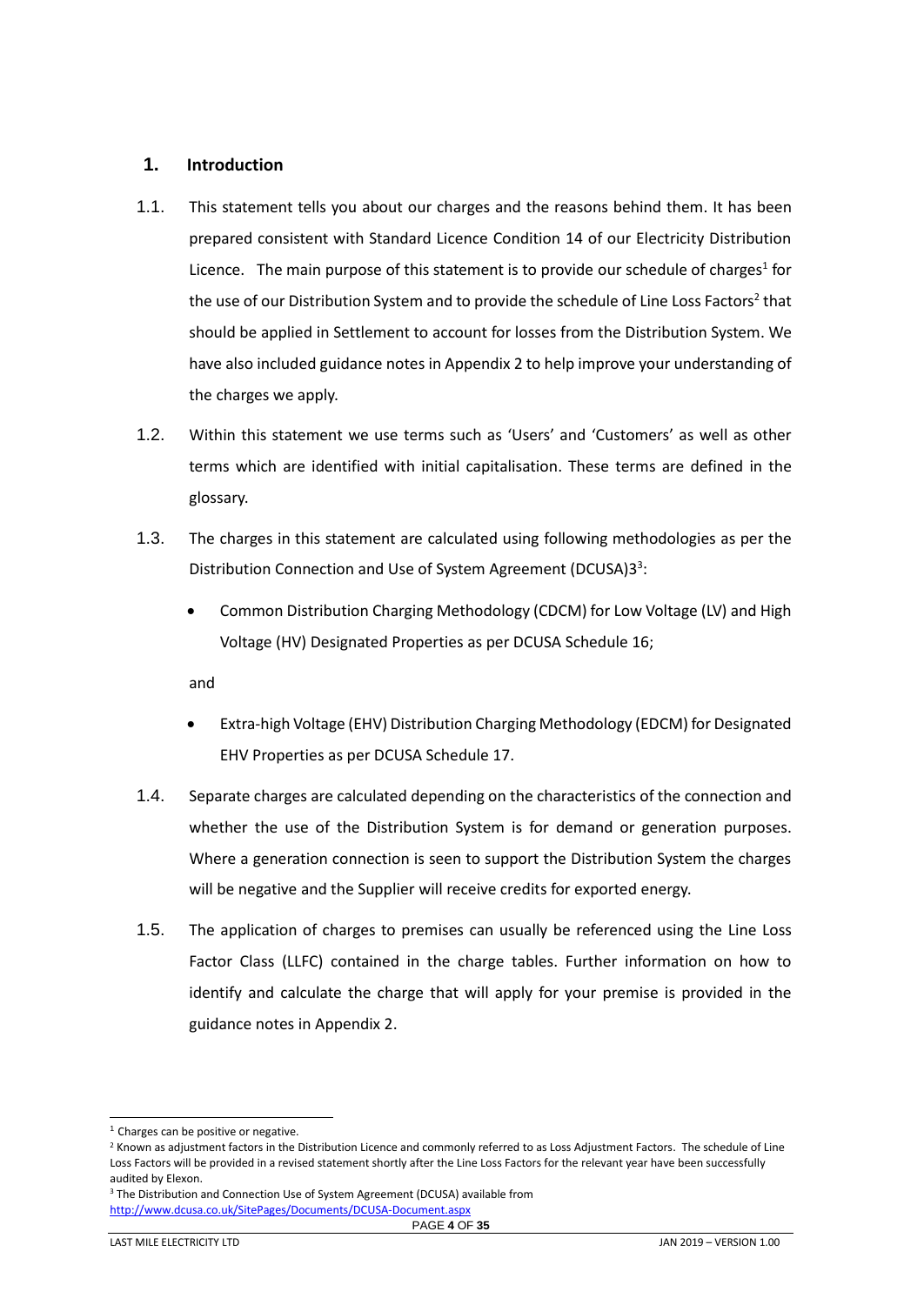## 1. Introduction

1.1. This statement tells you about our charges and the reasons behind them. It has been prepared consistent with Standard Licence Condition 14 of our Electricity Distribution Licence. The main purpose of this statement is to provide our schedule of charges[1] for the use of our Distribution System and to provide the schedule of Line Loss Factors[2] that should be applied in Settlement to account for losses from the Distribution System. We have also included guidance notes in Appendix 2 to help improve your understanding of the charges we apply.

1.2. Within this statement we use terms such as 'Users' and 'Customers' as well as other terms which are identified with initial capitalisation. These terms are defined in the glossary.

1.3. The charges in this statement are calculated using following methodologies as per the Distribution Connection and Use of System Agreement (DCUSA)3[3]:

- Common Distribution Charging Methodology (CDCM) for Low Voltage (LV) and High Voltage (HV) Designated Properties as per DCUSA Schedule 16;

and

- Extra-high Voltage (EHV) Distribution Charging Methodology (EDCM) for Designated EHV Properties as per DCUSA Schedule 17.

1.4. Separate charges are calculated depending on the characteristics of the connection and whether the use of the Distribution System is for demand or generation purposes. Where a generation connection is seen to support the Distribution System the charges will be negative and the Supplier will receive credits for exported energy.

1.5. The application of charges to premises can usually be referenced using the Line Loss Factor Class (LLFC) contained in the charge tables. Further information on how to identify and calculate the charge that will apply for your premise is provided in the guidance notes in Appendix 2.

---

[1] Charges can be positive or negative.

[2] Known as adjustment factors in the Distribution Licence and commonly referred to as Loss Adjustment Factors. The schedule of Line Loss Factors will be provided in a revised statement shortly after the Line Loss Factors for the relevant year have been successfully audited by Elexon.

[3] The Distribution and Connection Use of System Agreement (DCUSA) available from http://www.dcusa.co.uk/SitePages/Documents/DCUSA-Document.aspx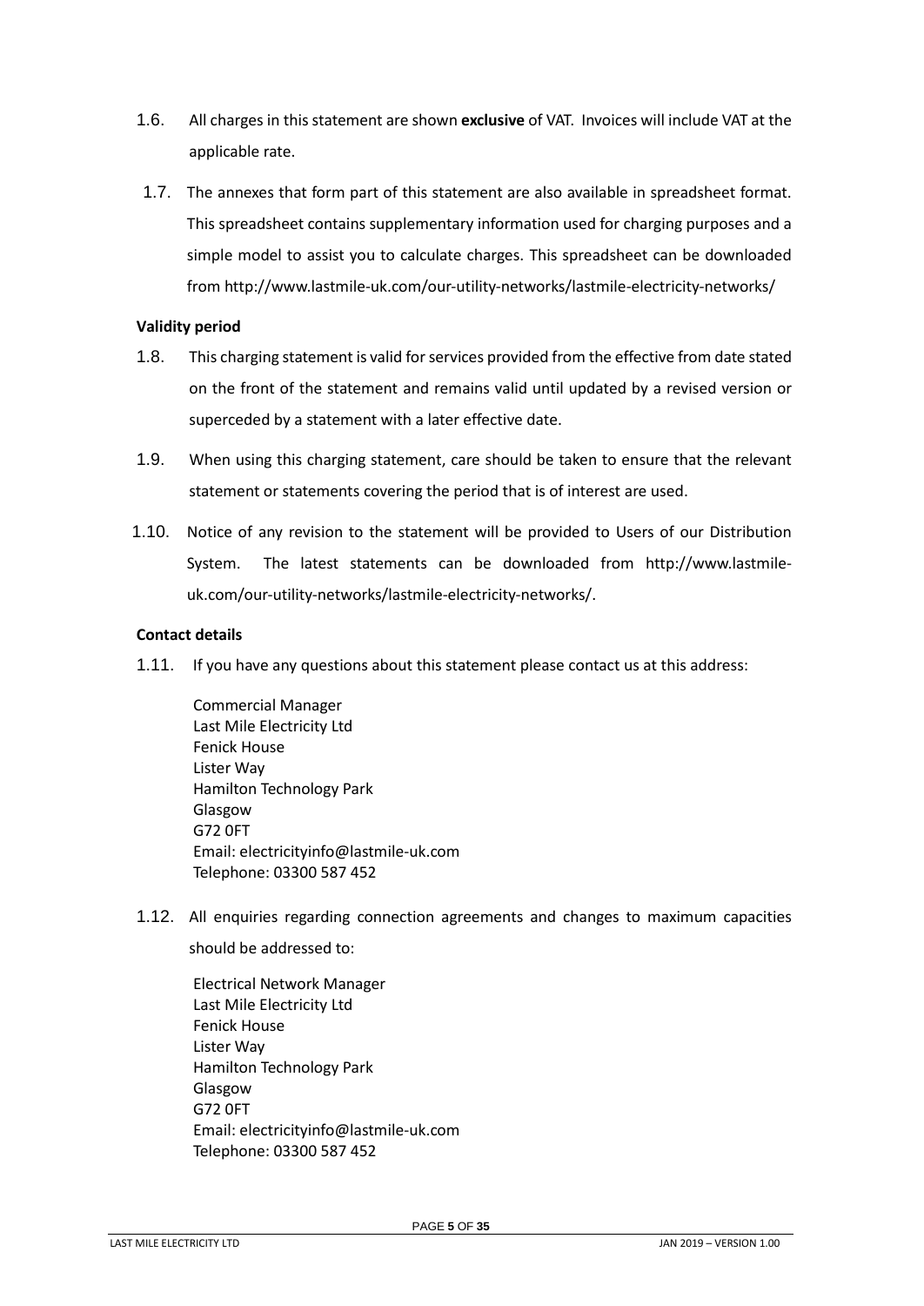1.6. All charges in this statement are shown **exclusive** of VAT. Invoices will include VAT at the applicable rate.

1.7. The annexes that form part of this statement are also available in spreadsheet format. This spreadsheet contains supplementary information used for charging purposes and a simple model to assist you to calculate charges. This spreadsheet can be downloaded from http://www.lastmile-uk.com/our-utility-networks/lastmile-electricity-networks/

**Validity period**

1.8. This charging statement is valid for services provided from the effective from date stated on the front of the statement and remains valid until updated by a revised version or superceded by a statement with a later effective date.

1.9. When using this charging statement, care should be taken to ensure that the relevant statement or statements covering the period that is of interest are used.

1.10. Notice of any revision to the statement will be provided to Users of our Distribution System. The latest statements can be downloaded from http://www.lastmile-uk.com/our-utility-networks/lastmile-electricity-networks/.

**Contact details**

1.11. If you have any questions about this statement please contact us at this address:

Commercial Manager
Last Mile Electricity Ltd
Fenick House
Lister Way
Hamilton Technology Park
Glasgow
G72 0FT
Email: electricityinfo@lastmile-uk.com
Telephone: 03300 587 452

1.12. All enquiries regarding connection agreements and changes to maximum capacities should be addressed to:

Electrical Network Manager
Last Mile Electricity Ltd
Fenick House
Lister Way
Hamilton Technology Park
Glasgow
G72 0FT
Email: electricityinfo@lastmile-uk.com
Telephone: 03300 587 452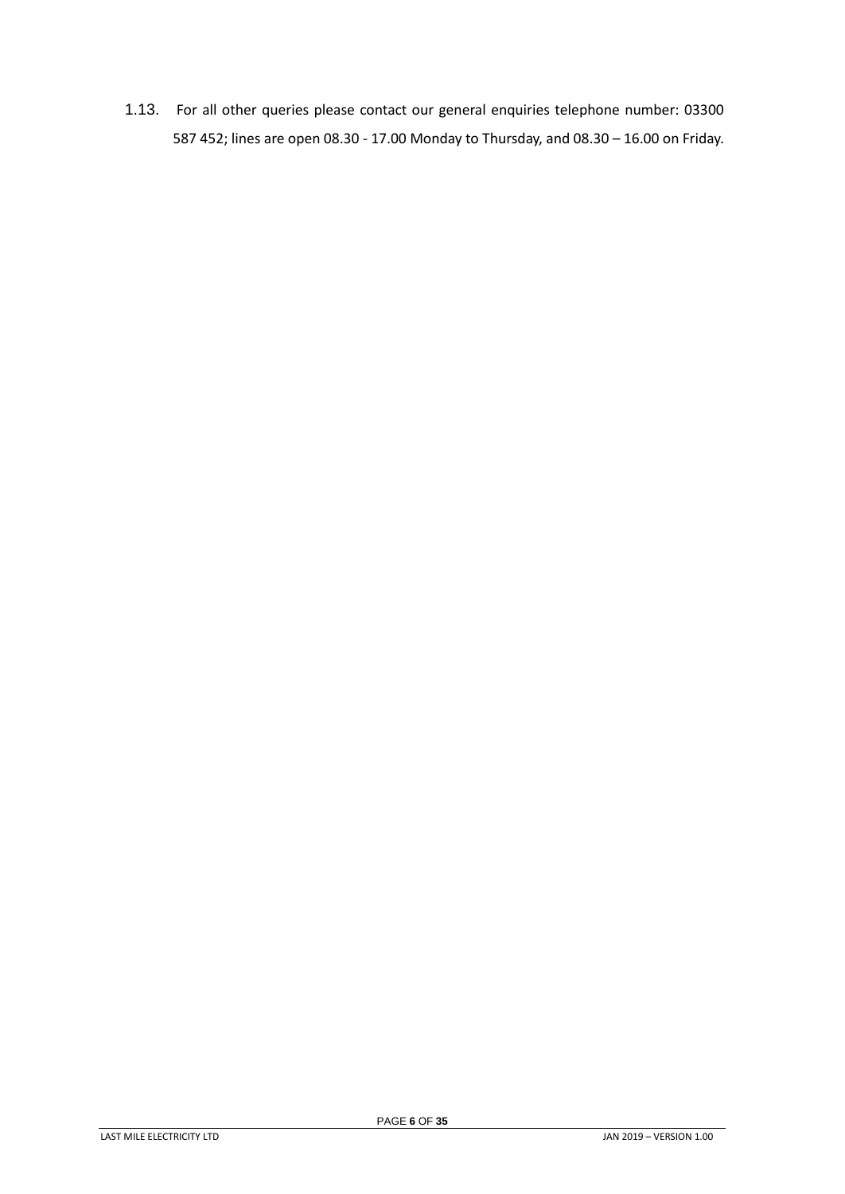1.13. For all other queries please contact our general enquiries telephone number: 03300 587 452; lines are open 08.30 - 17.00 Monday to Thursday, and 08.30 – 16.00 on Friday.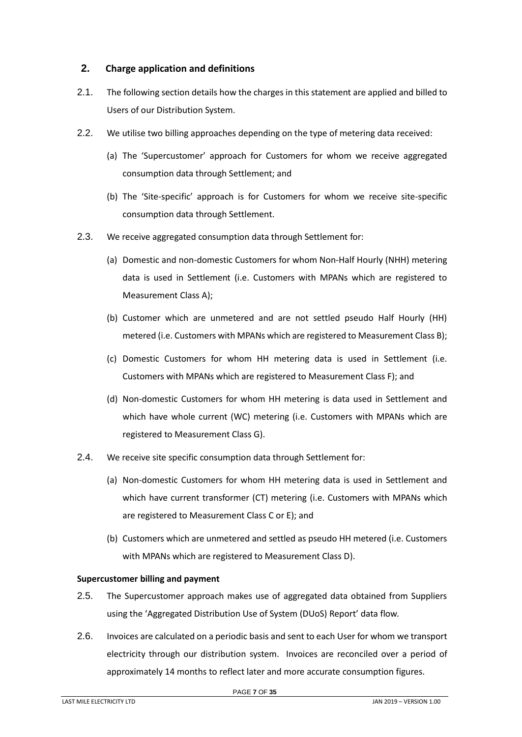## 2. Charge application and definitions

2.1. The following section details how the charges in this statement are applied and billed to Users of our Distribution System.

2.2. We utilise two billing approaches depending on the type of metering data received:

(a) The 'Supercustomer' approach for Customers for whom we receive aggregated consumption data through Settlement; and

(b) The 'Site-specific' approach is for Customers for whom we receive site-specific consumption data through Settlement.

2.3. We receive aggregated consumption data through Settlement for:

(a) Domestic and non-domestic Customers for whom Non-Half Hourly (NHH) metering data is used in Settlement (i.e. Customers with MPANs which are registered to Measurement Class A);

(b) Customer which are unmetered and are not settled pseudo Half Hourly (HH) metered (i.e. Customers with MPANs which are registered to Measurement Class B);

(c) Domestic Customers for whom HH metering data is used in Settlement (i.e. Customers with MPANs which are registered to Measurement Class F); and

(d) Non-domestic Customers for whom HH metering is data used in Settlement and which have whole current (WC) metering (i.e. Customers with MPANs which are registered to Measurement Class G).

2.4. We receive site specific consumption data through Settlement for:

(a) Non-domestic Customers for whom HH metering data is used in Settlement and which have current transformer (CT) metering (i.e. Customers with MPANs which are registered to Measurement Class C or E); and

(b) Customers which are unmetered and settled as pseudo HH metered (i.e. Customers with MPANs which are registered to Measurement Class D).

### Supercustomer billing and payment

2.5. The Supercustomer approach makes use of aggregated data obtained from Suppliers using the 'Aggregated Distribution Use of System (DUoS) Report' data flow.

2.6. Invoices are calculated on a periodic basis and sent to each User for whom we transport electricity through our distribution system. Invoices are reconciled over a period of approximately 14 months to reflect later and more accurate consumption figures.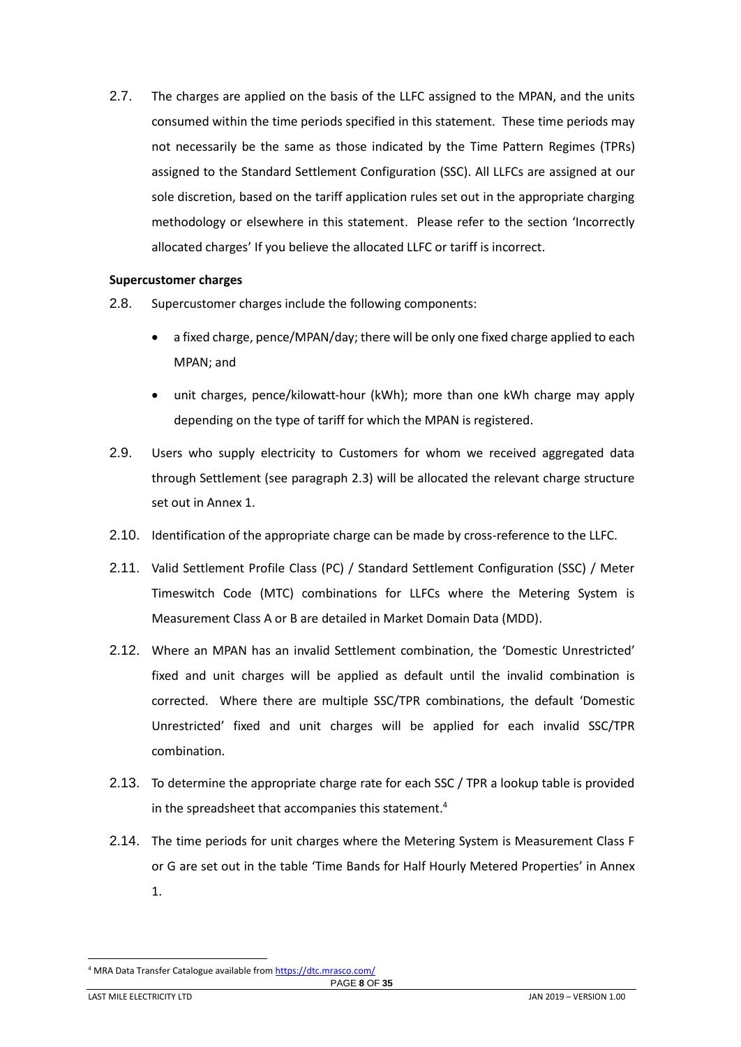2.7. The charges are applied on the basis of the LLFC assigned to the MPAN, and the units consumed within the time periods specified in this statement. These time periods may not necessarily be the same as those indicated by the Time Pattern Regimes (TPRs) assigned to the Standard Settlement Configuration (SSC). All LLFCs are assigned at our sole discretion, based on the tariff application rules set out in the appropriate charging methodology or elsewhere in this statement. Please refer to the section 'Incorrectly allocated charges' If you believe the allocated LLFC or tariff is incorrect.

**Supercustomer charges**

2.8. Supercustomer charges include the following components:

- a fixed charge, pence/MPAN/day; there will be only one fixed charge applied to each MPAN; and
- unit charges, pence/kilowatt-hour (kWh); more than one kWh charge may apply depending on the type of tariff for which the MPAN is registered.

2.9. Users who supply electricity to Customers for whom we received aggregated data through Settlement (see paragraph 2.3) will be allocated the relevant charge structure set out in Annex 1.

2.10. Identification of the appropriate charge can be made by cross-reference to the LLFC.

2.11. Valid Settlement Profile Class (PC) / Standard Settlement Configuration (SSC) / Meter Timeswitch Code (MTC) combinations for LLFCs where the Metering System is Measurement Class A or B are detailed in Market Domain Data (MDD).

2.12. Where an MPAN has an invalid Settlement combination, the 'Domestic Unrestricted' fixed and unit charges will be applied as default until the invalid combination is corrected. Where there are multiple SSC/TPR combinations, the default 'Domestic Unrestricted' fixed and unit charges will be applied for each invalid SSC/TPR combination.

2.13. To determine the appropriate charge rate for each SSC / TPR a lookup table is provided in the spreadsheet that accompanies this statement.[4]

2.14. The time periods for unit charges where the Metering System is Measurement Class F or G are set out in the table 'Time Bands for Half Hourly Metered Properties' in Annex 1.

[4] MRA Data Transfer Catalogue available from https://dtc.mrasco.com/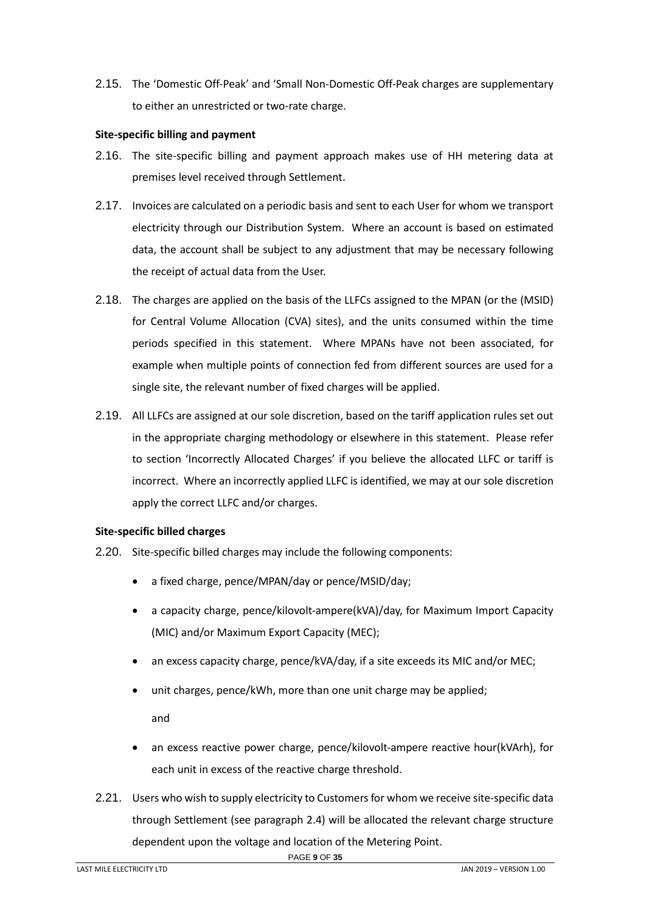2.15. The 'Domestic Off-Peak' and 'Small Non-Domestic Off-Peak charges are supplementary to either an unrestricted or two-rate charge.

**Site-specific billing and payment**

2.16. The site-specific billing and payment approach makes use of HH metering data at premises level received through Settlement.

2.17. Invoices are calculated on a periodic basis and sent to each User for whom we transport electricity through our Distribution System. Where an account is based on estimated data, the account shall be subject to any adjustment that may be necessary following the receipt of actual data from the User.

2.18. The charges are applied on the basis of the LLFCs assigned to the MPAN (or the (MSID) for Central Volume Allocation (CVA) sites), and the units consumed within the time periods specified in this statement. Where MPANs have not been associated, for example when multiple points of connection fed from different sources are used for a single site, the relevant number of fixed charges will be applied.

2.19. All LLFCs are assigned at our sole discretion, based on the tariff application rules set out in the appropriate charging methodology or elsewhere in this statement. Please refer to section 'Incorrectly Allocated Charges' if you believe the allocated LLFC or tariff is incorrect. Where an incorrectly applied LLFC is identified, we may at our sole discretion apply the correct LLFC and/or charges.

**Site-specific billed charges**

2.20. Site-specific billed charges may include the following components:

- a fixed charge, pence/MPAN/day or pence/MSID/day;
- a capacity charge, pence/kilovolt-ampere(kVA)/day, for Maximum Import Capacity (MIC) and/or Maximum Export Capacity (MEC);
- an excess capacity charge, pence/kVA/day, if a site exceeds its MIC and/or MEC;
- unit charges, pence/kWh, more than one unit charge may be applied;

  and
- an excess reactive power charge, pence/kilovolt-ampere reactive hour(kVArh), for each unit in excess of the reactive charge threshold.

2.21. Users who wish to supply electricity to Customers for whom we receive site-specific data through Settlement (see paragraph 2.4) will be allocated the relevant charge structure dependent upon the voltage and location of the Metering Point.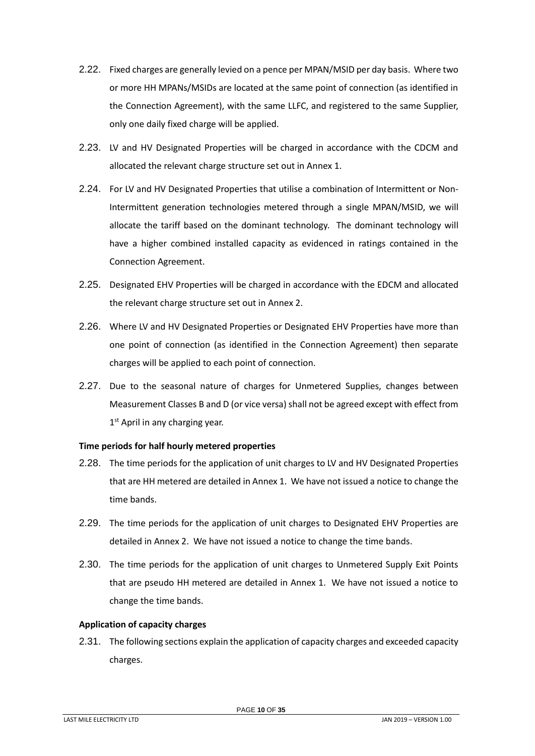2.22. Fixed charges are generally levied on a pence per MPAN/MSID per day basis. Where two or more HH MPANs/MSIDs are located at the same point of connection (as identified in the Connection Agreement), with the same LLFC, and registered to the same Supplier, only one daily fixed charge will be applied.

2.23. LV and HV Designated Properties will be charged in accordance with the CDCM and allocated the relevant charge structure set out in Annex 1.

2.24. For LV and HV Designated Properties that utilise a combination of Intermittent or Non-Intermittent generation technologies metered through a single MPAN/MSID, we will allocate the tariff based on the dominant technology. The dominant technology will have a higher combined installed capacity as evidenced in ratings contained in the Connection Agreement.

2.25. Designated EHV Properties will be charged in accordance with the EDCM and allocated the relevant charge structure set out in Annex 2.

2.26. Where LV and HV Designated Properties or Designated EHV Properties have more than one point of connection (as identified in the Connection Agreement) then separate charges will be applied to each point of connection.

2.27. Due to the seasonal nature of charges for Unmetered Supplies, changes between Measurement Classes B and D (or vice versa) shall not be agreed except with effect from 1st April in any charging year.

**Time periods for half hourly metered properties**

2.28. The time periods for the application of unit charges to LV and HV Designated Properties that are HH metered are detailed in Annex 1. We have not issued a notice to change the time bands.

2.29. The time periods for the application of unit charges to Designated EHV Properties are detailed in Annex 2. We have not issued a notice to change the time bands.

2.30. The time periods for the application of unit charges to Unmetered Supply Exit Points that are pseudo HH metered are detailed in Annex 1. We have not issued a notice to change the time bands.

**Application of capacity charges**

2.31. The following sections explain the application of capacity charges and exceeded capacity charges.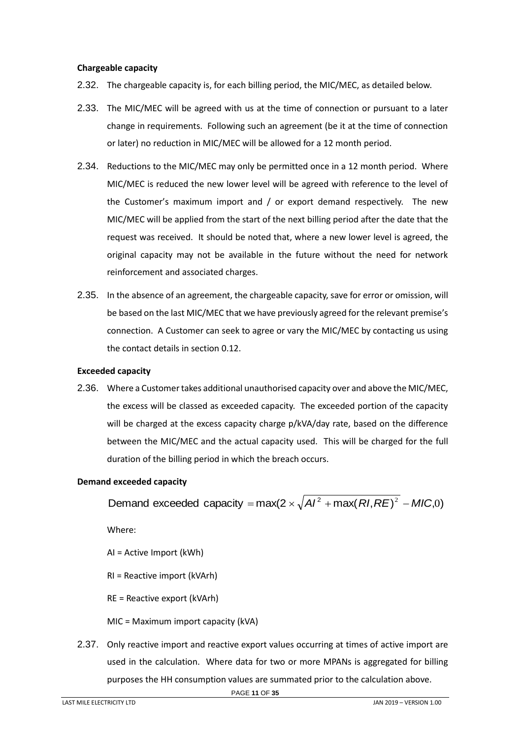**Chargeable capacity**

2.32. The chargeable capacity is, for each billing period, the MIC/MEC, as detailed below.

2.33. The MIC/MEC will be agreed with us at the time of connection or pursuant to a later change in requirements. Following such an agreement (be it at the time of connection or later) no reduction in MIC/MEC will be allowed for a 12 month period.

2.34. Reductions to the MIC/MEC may only be permitted once in a 12 month period. Where MIC/MEC is reduced the new lower level will be agreed with reference to the level of the Customer's maximum import and / or export demand respectively. The new MIC/MEC will be applied from the start of the next billing period after the date that the request was received. It should be noted that, where a new lower level is agreed, the original capacity may not be available in the future without the need for network reinforcement and associated charges.

2.35. In the absence of an agreement, the chargeable capacity, save for error or omission, will be based on the last MIC/MEC that we have previously agreed for the relevant premise's connection. A Customer can seek to agree or vary the MIC/MEC by contacting us using the contact details in section 0.12.

**Exceeded capacity**

2.36. Where a Customer takes additional unauthorised capacity over and above the MIC/MEC, the excess will be classed as exceeded capacity. The exceeded portion of the capacity will be charged at the excess capacity charge p/kVA/day rate, based on the difference between the MIC/MEC and the actual capacity used. This will be charged for the full duration of the billing period in which the breach occurs.

**Demand exceeded capacity**

$$\text{Demand exceeded capacity} = \max(2 \times \sqrt{AI^2 + \max(RI, RE)^2} - MIC, 0)$$

Where:

AI = Active Import (kWh)

RI = Reactive import (kVArh)

RE = Reactive export (kVArh)

MIC = Maximum import capacity (kVA)

2.37. Only reactive import and reactive export values occurring at times of active import are used in the calculation. Where data for two or more MPANs is aggregated for billing purposes the HH consumption values are summated prior to the calculation above.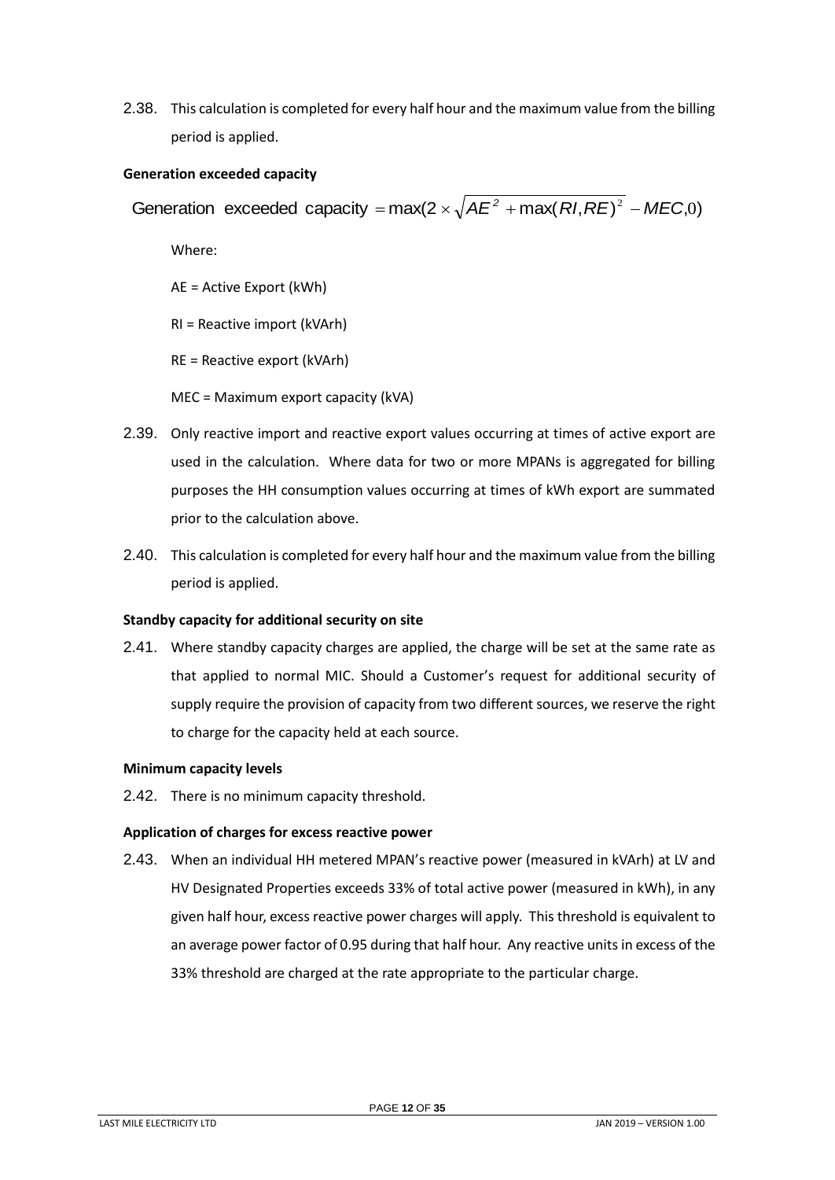2.38. This calculation is completed for every half hour and the maximum value from the billing period is applied.

**Generation exceeded capacity**

$$\text{Generation exceeded capacity} = \max(2 \times \sqrt{AE^2 + \max(RI, RE)^2} - MEC, 0)$$

Where:

AE = Active Export (kWh)

RI = Reactive import (kVArh)

RE = Reactive export (kVArh)

MEC = Maximum export capacity (kVA)

2.39. Only reactive import and reactive export values occurring at times of active export are used in the calculation. Where data for two or more MPANs is aggregated for billing purposes the HH consumption values occurring at times of kWh export are summated prior to the calculation above.

2.40. This calculation is completed for every half hour and the maximum value from the billing period is applied.

**Standby capacity for additional security on site**

2.41. Where standby capacity charges are applied, the charge will be set at the same rate as that applied to normal MIC. Should a Customer's request for additional security of supply require the provision of capacity from two different sources, we reserve the right to charge for the capacity held at each source.

**Minimum capacity levels**

2.42. There is no minimum capacity threshold.

**Application of charges for excess reactive power**

2.43. When an individual HH metered MPAN's reactive power (measured in kVArh) at LV and HV Designated Properties exceeds 33% of total active power (measured in kWh), in any given half hour, excess reactive power charges will apply. This threshold is equivalent to an average power factor of 0.95 during that half hour. Any reactive units in excess of the 33% threshold are charged at the rate appropriate to the particular charge.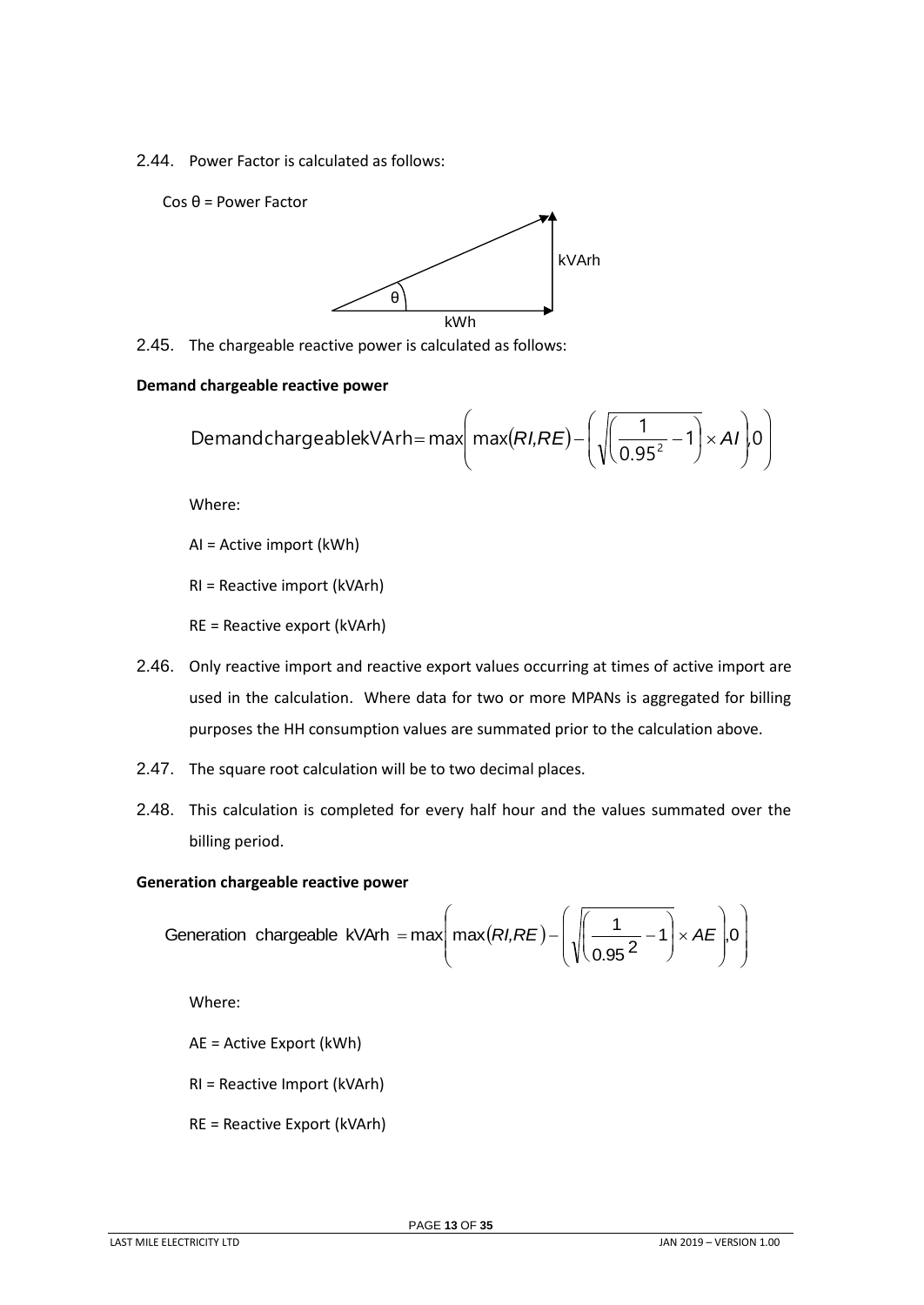2.44. Power Factor is calculated as follows:

Cos θ = Power Factor

2.45. The chargeable reactive power is calculated as follows:

**Demand chargeable reactive power**

$$\text{Demand chargeable kVArh} = \max\left( \max(RI, RE) - \left( \sqrt{\left( \frac{1}{0.95^2} - 1 \right)} \times AI \right), 0 \right)$$

Where:

AI = Active import (kWh)

RI = Reactive import (kVArh)

RE = Reactive export (kVArh)

2.46. Only reactive import and reactive export values occurring at times of active import are used in the calculation. Where data for two or more MPANs is aggregated for billing purposes the HH consumption values are summated prior to the calculation above.

2.47. The square root calculation will be to two decimal places.

2.48. This calculation is completed for every half hour and the values summated over the billing period.

**Generation chargeable reactive power**

$$\text{Generation chargeable kVArh} = \max\left( \max(RI, RE) - \left( \sqrt{\left( \frac{1}{0.95^2} - 1 \right)} \times AE \right), 0 \right)$$

Where:

AE = Active Export (kWh)

RI = Reactive Import (kVArh)

RE = Reactive Export (kVArh)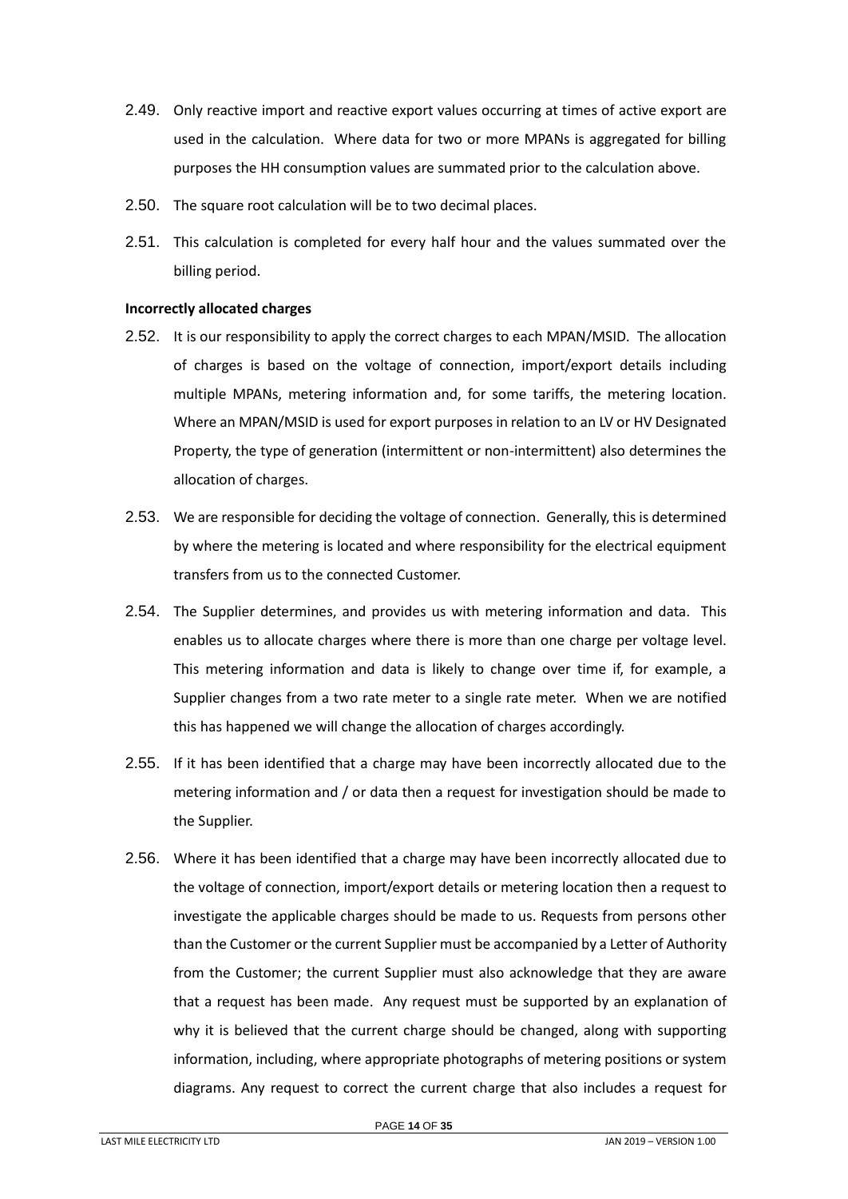2.49. Only reactive import and reactive export values occurring at times of active export are used in the calculation. Where data for two or more MPANs is aggregated for billing purposes the HH consumption values are summated prior to the calculation above.

2.50. The square root calculation will be to two decimal places.

2.51. This calculation is completed for every half hour and the values summated over the billing period.

**Incorrectly allocated charges**

2.52. It is our responsibility to apply the correct charges to each MPAN/MSID. The allocation of charges is based on the voltage of connection, import/export details including multiple MPANs, metering information and, for some tariffs, the metering location. Where an MPAN/MSID is used for export purposes in relation to an LV or HV Designated Property, the type of generation (intermittent or non-intermittent) also determines the allocation of charges.

2.53. We are responsible for deciding the voltage of connection. Generally, this is determined by where the metering is located and where responsibility for the electrical equipment transfers from us to the connected Customer.

2.54. The Supplier determines, and provides us with metering information and data. This enables us to allocate charges where there is more than one charge per voltage level. This metering information and data is likely to change over time if, for example, a Supplier changes from a two rate meter to a single rate meter. When we are notified this has happened we will change the allocation of charges accordingly.

2.55. If it has been identified that a charge may have been incorrectly allocated due to the metering information and / or data then a request for investigation should be made to the Supplier.

2.56. Where it has been identified that a charge may have been incorrectly allocated due to the voltage of connection, import/export details or metering location then a request to investigate the applicable charges should be made to us. Requests from persons other than the Customer or the current Supplier must be accompanied by a Letter of Authority from the Customer; the current Supplier must also acknowledge that they are aware that a request has been made. Any request must be supported by an explanation of why it is believed that the current charge should be changed, along with supporting information, including, where appropriate photographs of metering positions or system diagrams. Any request to correct the current charge that also includes a request for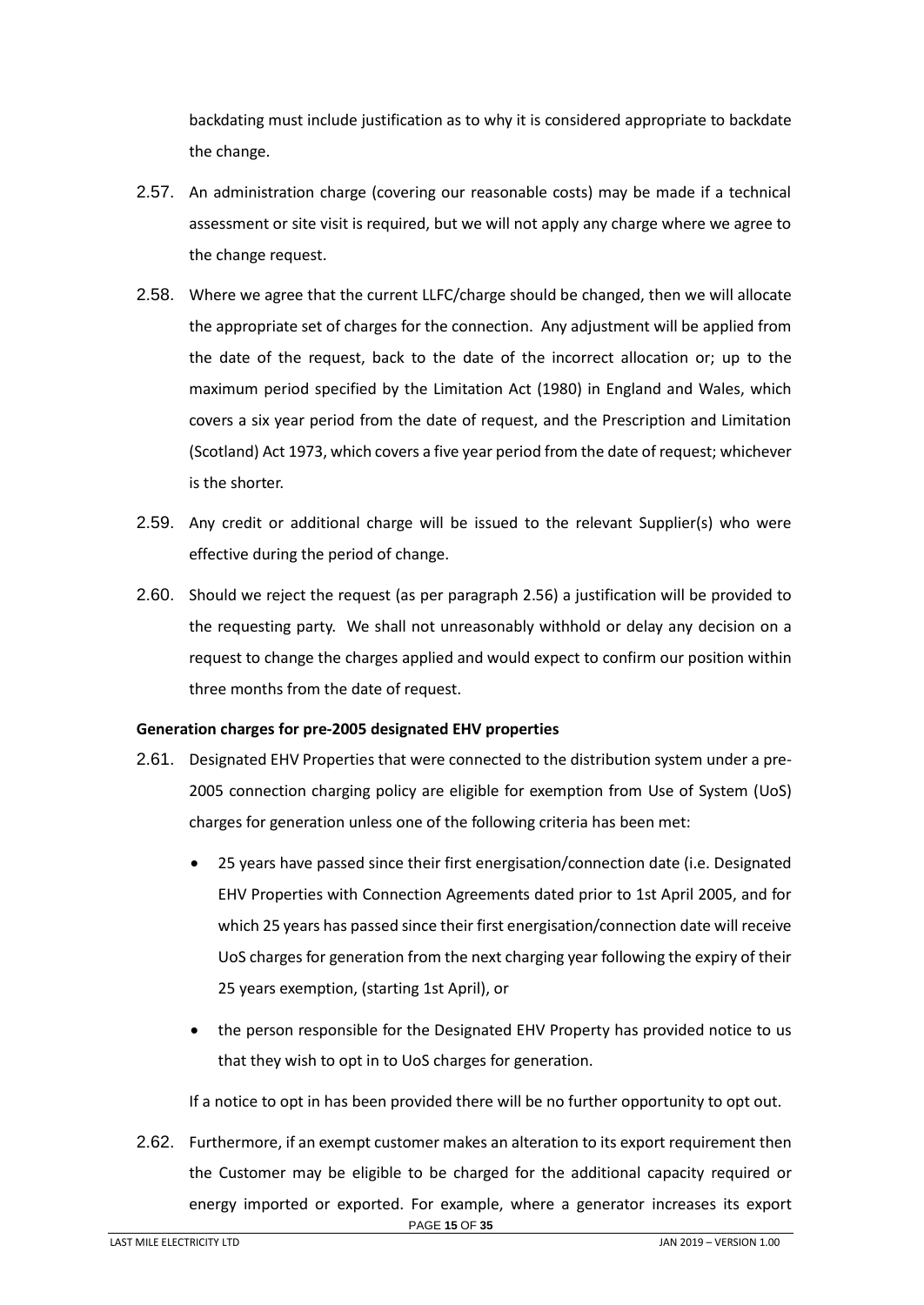backdating must include justification as to why it is considered appropriate to backdate the change.

2.57. An administration charge (covering our reasonable costs) may be made if a technical assessment or site visit is required, but we will not apply any charge where we agree to the change request.

2.58. Where we agree that the current LLFC/charge should be changed, then we will allocate the appropriate set of charges for the connection. Any adjustment will be applied from the date of the request, back to the date of the incorrect allocation or; up to the maximum period specified by the Limitation Act (1980) in England and Wales, which covers a six year period from the date of request, and the Prescription and Limitation (Scotland) Act 1973, which covers a five year period from the date of request; whichever is the shorter.

2.59. Any credit or additional charge will be issued to the relevant Supplier(s) who were effective during the period of change.

2.60. Should we reject the request (as per paragraph 2.56) a justification will be provided to the requesting party. We shall not unreasonably withhold or delay any decision on a request to change the charges applied and would expect to confirm our position within three months from the date of request.

**Generation charges for pre-2005 designated EHV properties**

2.61. Designated EHV Properties that were connected to the distribution system under a pre-2005 connection charging policy are eligible for exemption from Use of System (UoS) charges for generation unless one of the following criteria has been met:

- 25 years have passed since their first energisation/connection date (i.e. Designated EHV Properties with Connection Agreements dated prior to 1st April 2005, and for which 25 years has passed since their first energisation/connection date will receive UoS charges for generation from the next charging year following the expiry of their 25 years exemption, (starting 1st April), or
- the person responsible for the Designated EHV Property has provided notice to us that they wish to opt in to UoS charges for generation.

If a notice to opt in has been provided there will be no further opportunity to opt out.

2.62. Furthermore, if an exempt customer makes an alteration to its export requirement then the Customer may be eligible to be charged for the additional capacity required or energy imported or exported. For example, where a generator increases its export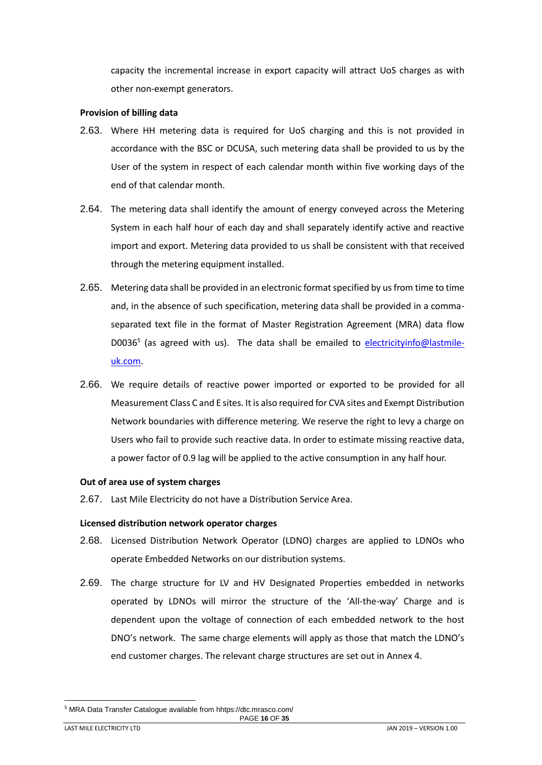capacity the incremental increase in export capacity will attract UoS charges as with other non-exempt generators.

**Provision of billing data**

2.63. Where HH metering data is required for UoS charging and this is not provided in accordance with the BSC or DCUSA, such metering data shall be provided to us by the User of the system in respect of each calendar month within five working days of the end of that calendar month.

2.64. The metering data shall identify the amount of energy conveyed across the Metering System in each half hour of each day and shall separately identify active and reactive import and export. Metering data provided to us shall be consistent with that received through the metering equipment installed.

2.65. Metering data shall be provided in an electronic format specified by us from time to time and, in the absence of such specification, metering data shall be provided in a comma-separated text file in the format of Master Registration Agreement (MRA) data flow D0036[5] (as agreed with us). The data shall be emailed to [electricityinfo@lastmile-uk.com](mailto:electricityinfo@lastmile-uk.com).

2.66. We require details of reactive power imported or exported to be provided for all Measurement Class C and E sites. It is also required for CVA sites and Exempt Distribution Network boundaries with difference metering. We reserve the right to levy a charge on Users who fail to provide such reactive data. In order to estimate missing reactive data, a power factor of 0.9 lag will be applied to the active consumption in any half hour.

**Out of area use of system charges**

2.67. Last Mile Electricity do not have a Distribution Service Area.

**Licensed distribution network operator charges**

2.68. Licensed Distribution Network Operator (LDNO) charges are applied to LDNOs who operate Embedded Networks on our distribution systems.

2.69. The charge structure for LV and HV Designated Properties embedded in networks operated by LDNOs will mirror the structure of the 'All-the-way' Charge and is dependent upon the voltage of connection of each embedded network to the host DNO's network. The same charge elements will apply as those that match the LDNO's end customer charges. The relevant charge structures are set out in Annex 4.

[5] MRA Data Transfer Catalogue available from hhttps://dtc.mrasco.com/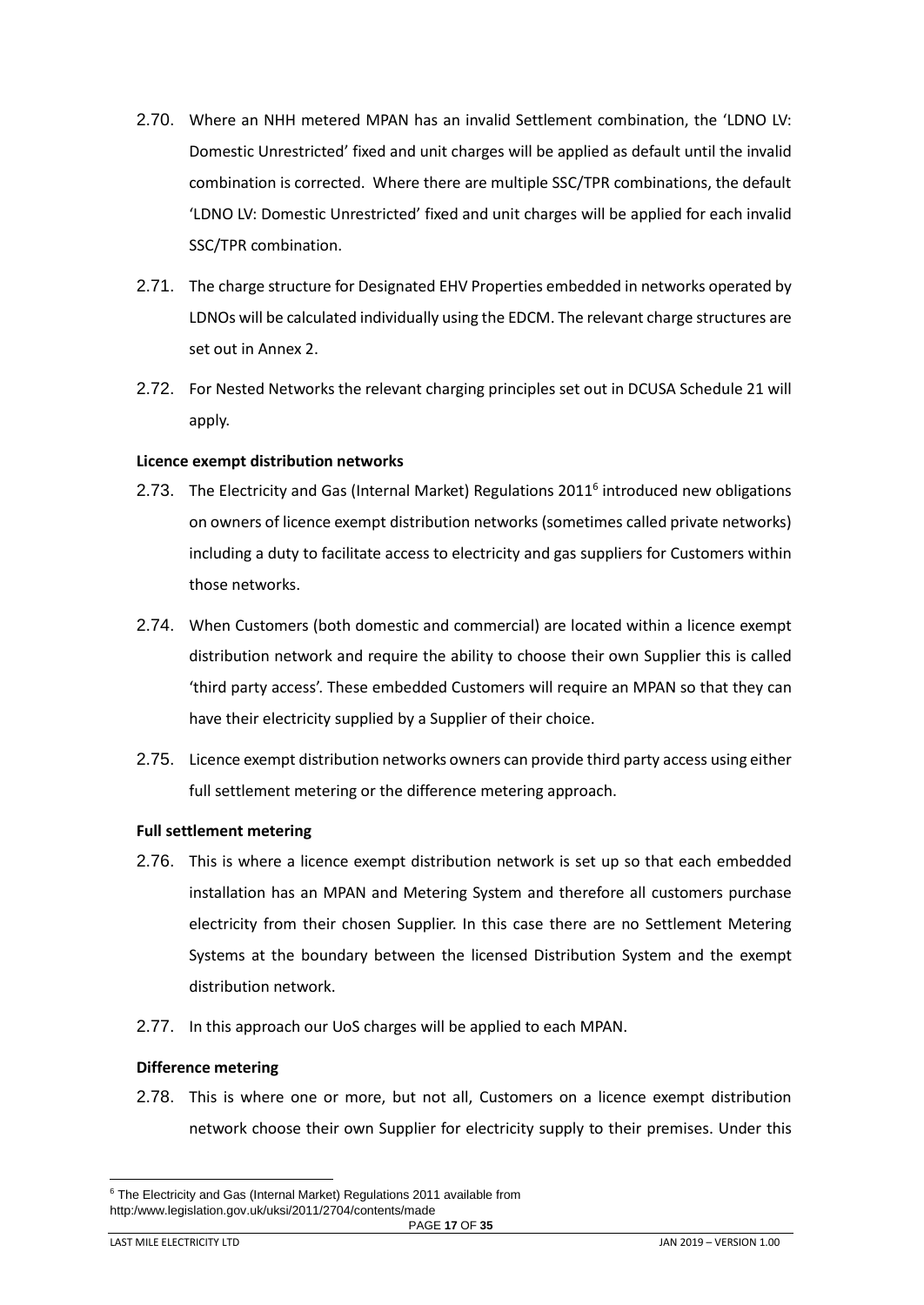2.70. Where an NHH metered MPAN has an invalid Settlement combination, the 'LDNO LV: Domestic Unrestricted' fixed and unit charges will be applied as default until the invalid combination is corrected. Where there are multiple SSC/TPR combinations, the default 'LDNO LV: Domestic Unrestricted' fixed and unit charges will be applied for each invalid SSC/TPR combination.

2.71. The charge structure for Designated EHV Properties embedded in networks operated by LDNOs will be calculated individually using the EDCM. The relevant charge structures are set out in Annex 2.

2.72. For Nested Networks the relevant charging principles set out in DCUSA Schedule 21 will apply.

**Licence exempt distribution networks**

2.73. The Electricity and Gas (Internal Market) Regulations 2011[6] introduced new obligations on owners of licence exempt distribution networks (sometimes called private networks) including a duty to facilitate access to electricity and gas suppliers for Customers within those networks.

2.74. When Customers (both domestic and commercial) are located within a licence exempt distribution network and require the ability to choose their own Supplier this is called 'third party access'. These embedded Customers will require an MPAN so that they can have their electricity supplied by a Supplier of their choice.

2.75. Licence exempt distribution networks owners can provide third party access using either full settlement metering or the difference metering approach.

**Full settlement metering**

2.76. This is where a licence exempt distribution network is set up so that each embedded installation has an MPAN and Metering System and therefore all customers purchase electricity from their chosen Supplier. In this case there are no Settlement Metering Systems at the boundary between the licensed Distribution System and the exempt distribution network.

2.77. In this approach our UoS charges will be applied to each MPAN.

**Difference metering**

2.78. This is where one or more, but not all, Customers on a licence exempt distribution network choose their own Supplier for electricity supply to their premises. Under this

[6] The Electricity and Gas (Internal Market) Regulations 2011 available from http:/www.legislation.gov.uk/uksi/2011/2704/contents/made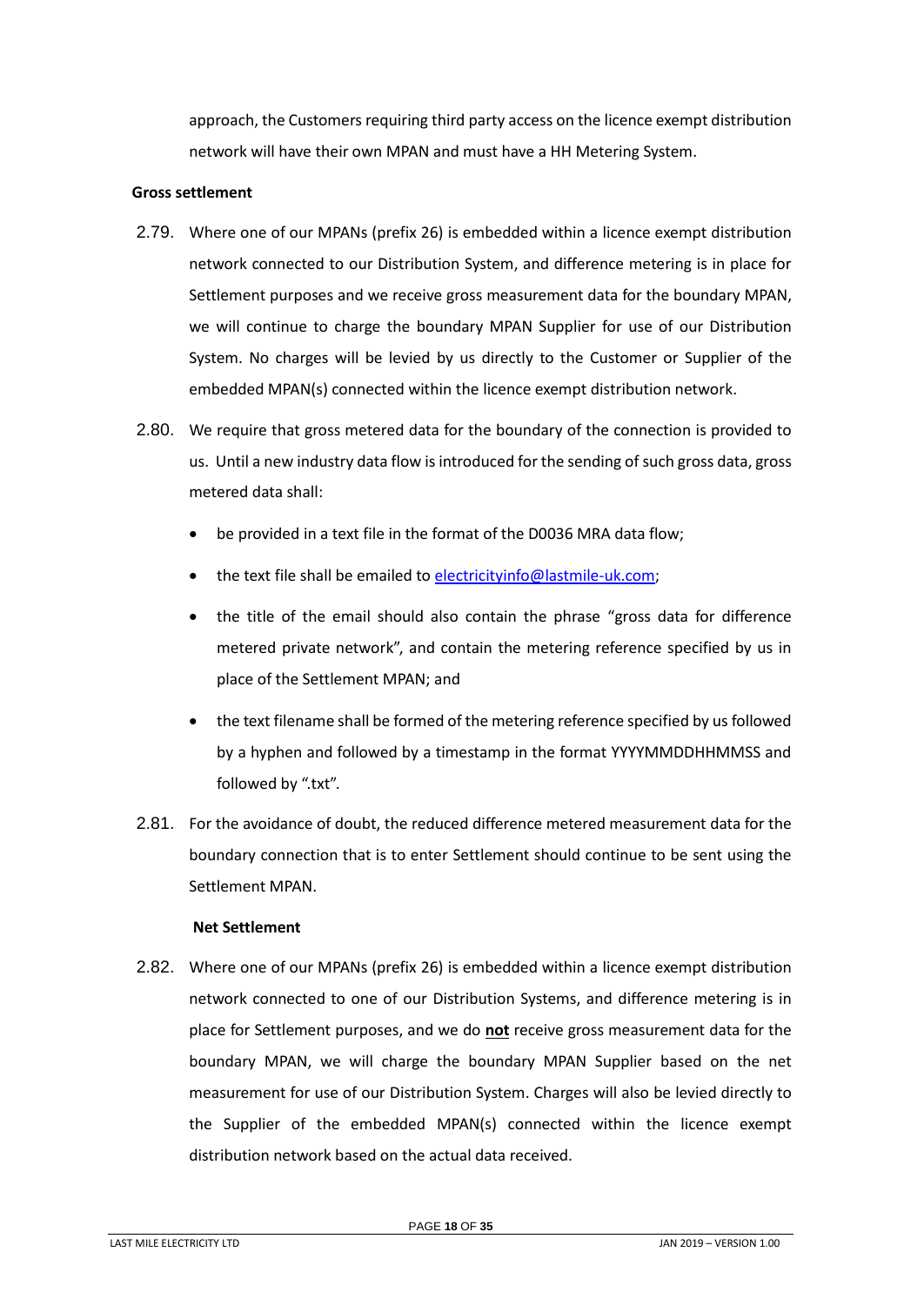approach, the Customers requiring third party access on the licence exempt distribution network will have their own MPAN and must have a HH Metering System.

**Gross settlement**

2.79. Where one of our MPANs (prefix 26) is embedded within a licence exempt distribution network connected to our Distribution System, and difference metering is in place for Settlement purposes and we receive gross measurement data for the boundary MPAN, we will continue to charge the boundary MPAN Supplier for use of our Distribution System. No charges will be levied by us directly to the Customer or Supplier of the embedded MPAN(s) connected within the licence exempt distribution network.

2.80. We require that gross metered data for the boundary of the connection is provided to us. Until a new industry data flow is introduced for the sending of such gross data, gross metered data shall:

- be provided in a text file in the format of the D0036 MRA data flow;
- the text file shall be emailed to electricityinfo@lastmile-uk.com;
- the title of the email should also contain the phrase "gross data for difference metered private network", and contain the metering reference specified by us in place of the Settlement MPAN; and
- the text filename shall be formed of the metering reference specified by us followed by a hyphen and followed by a timestamp in the format YYYYMMDDHHMMSS and followed by ".txt".

2.81. For the avoidance of doubt, the reduced difference metered measurement data for the boundary connection that is to enter Settlement should continue to be sent using the Settlement MPAN.

**Net Settlement**

2.82. Where one of our MPANs (prefix 26) is embedded within a licence exempt distribution network connected to one of our Distribution Systems, and difference metering is in place for Settlement purposes, and we do **not** receive gross measurement data for the boundary MPAN, we will charge the boundary MPAN Supplier based on the net measurement for use of our Distribution System. Charges will also be levied directly to the Supplier of the embedded MPAN(s) connected within the licence exempt distribution network based on the actual data received.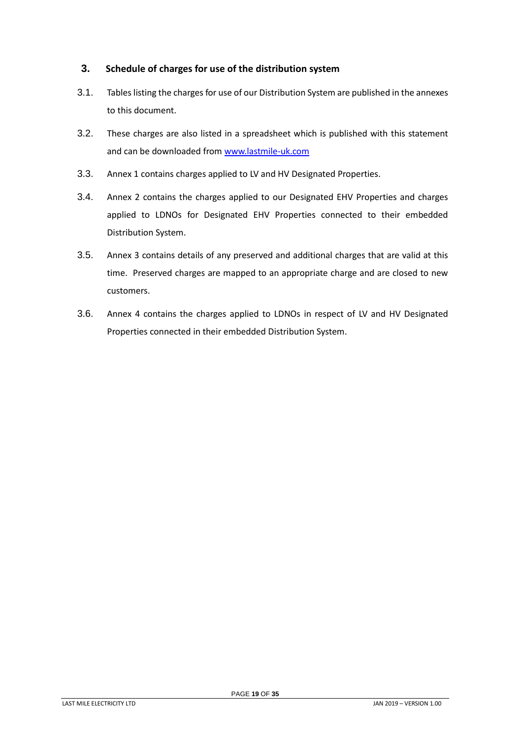## 3. Schedule of charges for use of the distribution system

3.1. Tables listing the charges for use of our Distribution System are published in the annexes to this document.

3.2. These charges are also listed in a spreadsheet which is published with this statement and can be downloaded from [www.lastmile-uk.com](http://www.lastmile-uk.com)

3.3. Annex 1 contains charges applied to LV and HV Designated Properties.

3.4. Annex 2 contains the charges applied to our Designated EHV Properties and charges applied to LDNOs for Designated EHV Properties connected to their embedded Distribution System.

3.5. Annex 3 contains details of any preserved and additional charges that are valid at this time. Preserved charges are mapped to an appropriate charge and are closed to new customers.

3.6. Annex 4 contains the charges applied to LDNOs in respect of LV and HV Designated Properties connected in their embedded Distribution System.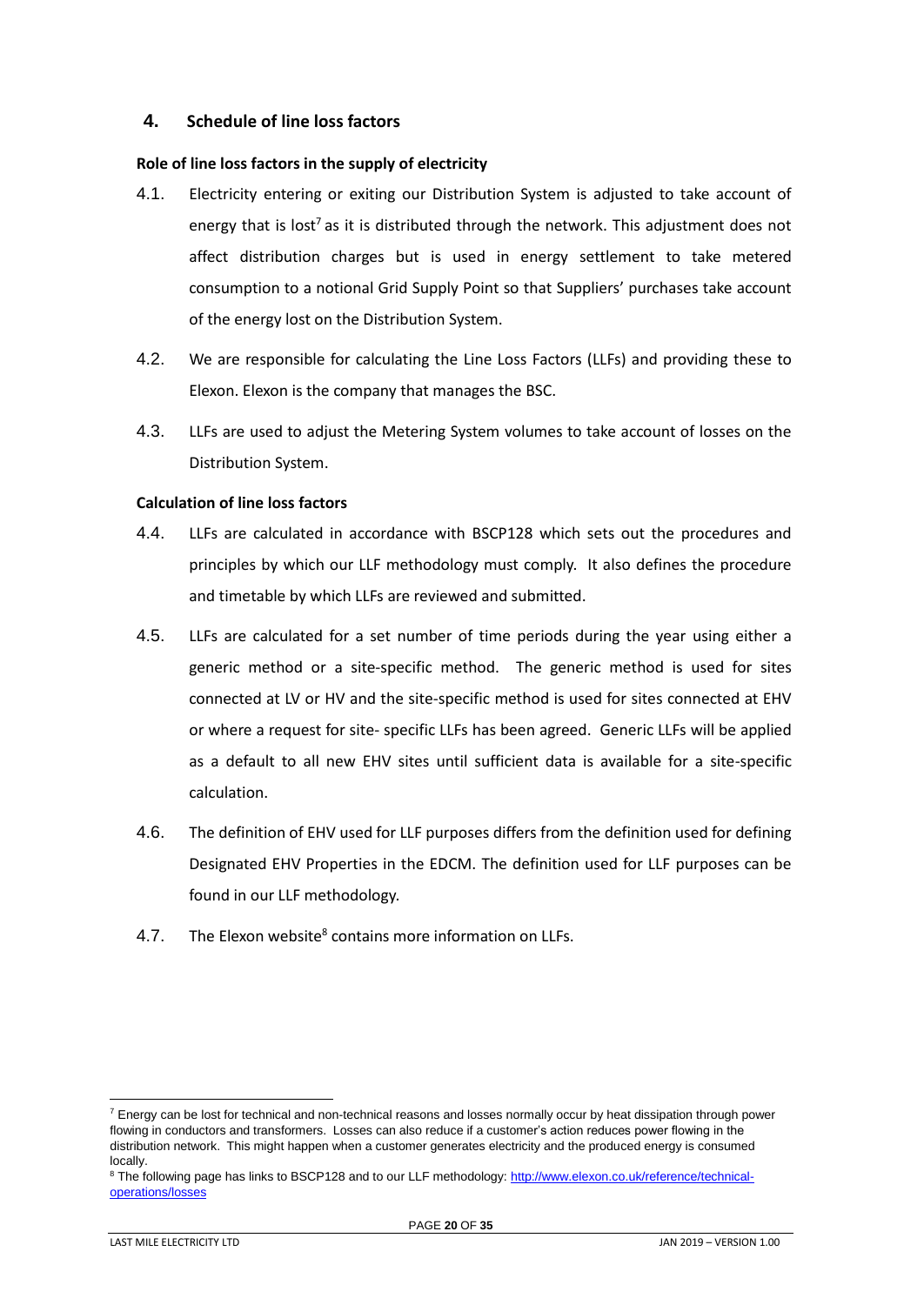## 4. Schedule of line loss factors

**Role of line loss factors in the supply of electricity**

4.1. Electricity entering or exiting our Distribution System is adjusted to take account of energy that is lost[7] as it is distributed through the network. This adjustment does not affect distribution charges but is used in energy settlement to take metered consumption to a notional Grid Supply Point so that Suppliers' purchases take account of the energy lost on the Distribution System.

4.2. We are responsible for calculating the Line Loss Factors (LLFs) and providing these to Elexon. Elexon is the company that manages the BSC.

4.3. LLFs are used to adjust the Metering System volumes to take account of losses on the Distribution System.

**Calculation of line loss factors**

4.4. LLFs are calculated in accordance with BSCP128 which sets out the procedures and principles by which our LLF methodology must comply. It also defines the procedure and timetable by which LLFs are reviewed and submitted.

4.5. LLFs are calculated for a set number of time periods during the year using either a generic method or a site-specific method. The generic method is used for sites connected at LV or HV and the site-specific method is used for sites connected at EHV or where a request for site- specific LLFs has been agreed. Generic LLFs will be applied as a default to all new EHV sites until sufficient data is available for a site-specific calculation.

4.6. The definition of EHV used for LLF purposes differs from the definition used for defining Designated EHV Properties in the EDCM. The definition used for LLF purposes can be found in our LLF methodology.

4.7. The Elexon website[8] contains more information on LLFs.

---

[7] Energy can be lost for technical and non-technical reasons and losses normally occur by heat dissipation through power flowing in conductors and transformers. Losses can also reduce if a customer's action reduces power flowing in the distribution network. This might happen when a customer generates electricity and the produced energy is consumed locally.

[8] The following page has links to BSCP128 and to our LLF methodology: http://www.elexon.co.uk/reference/technical-operations/losses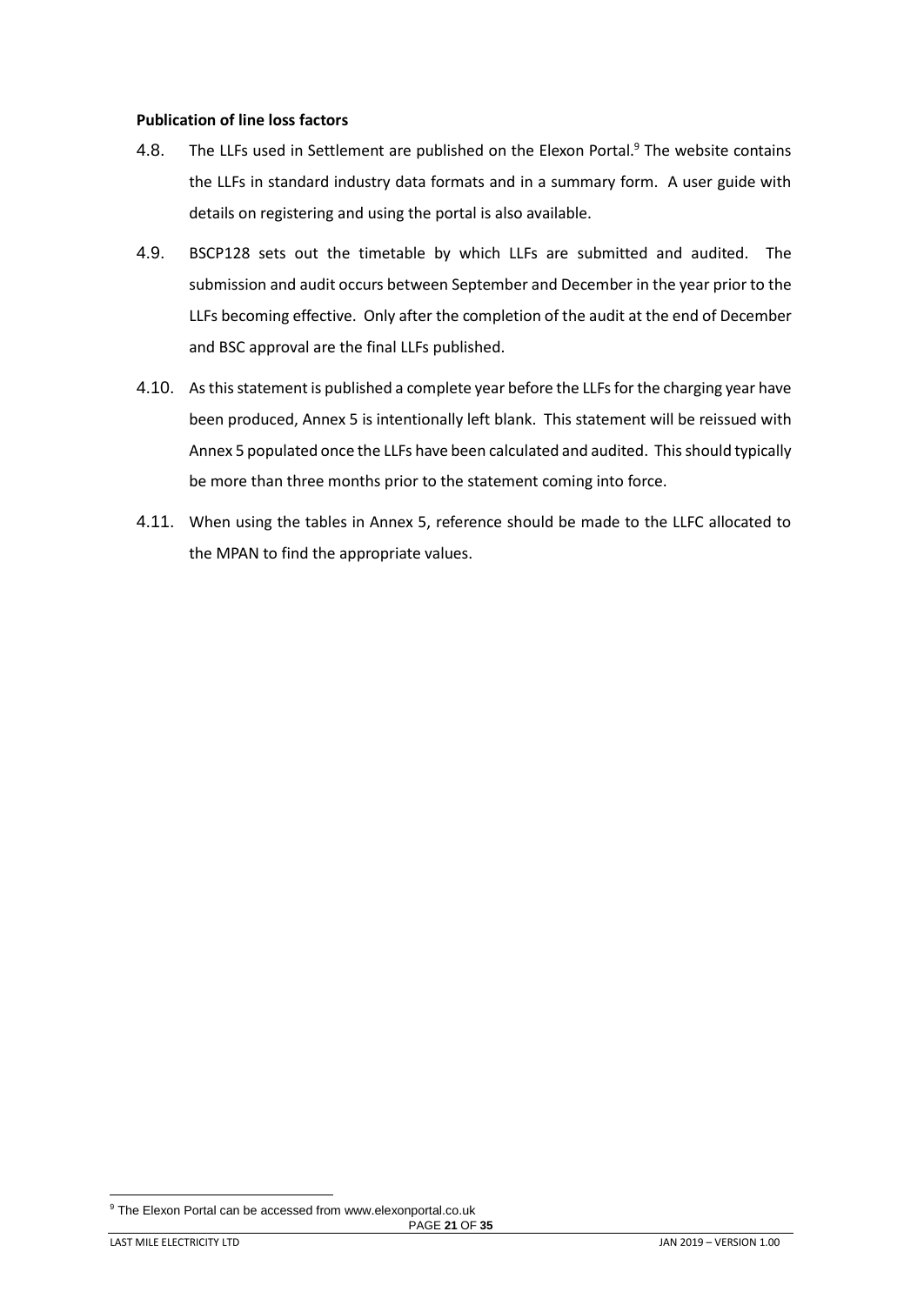**Publication of line loss factors**

4.8. The LLFs used in Settlement are published on the Elexon Portal.[9] The website contains the LLFs in standard industry data formats and in a summary form. A user guide with details on registering and using the portal is also available.

4.9. BSCP128 sets out the timetable by which LLFs are submitted and audited. The submission and audit occurs between September and December in the year prior to the LLFs becoming effective. Only after the completion of the audit at the end of December and BSC approval are the final LLFs published.

4.10. As this statement is published a complete year before the LLFs for the charging year have been produced, Annex 5 is intentionally left blank. This statement will be reissued with Annex 5 populated once the LLFs have been calculated and audited. This should typically be more than three months prior to the statement coming into force.

4.11. When using the tables in Annex 5, reference should be made to the LLFC allocated to the MPAN to find the appropriate values.

[9] The Elexon Portal can be accessed from www.elexonportal.co.uk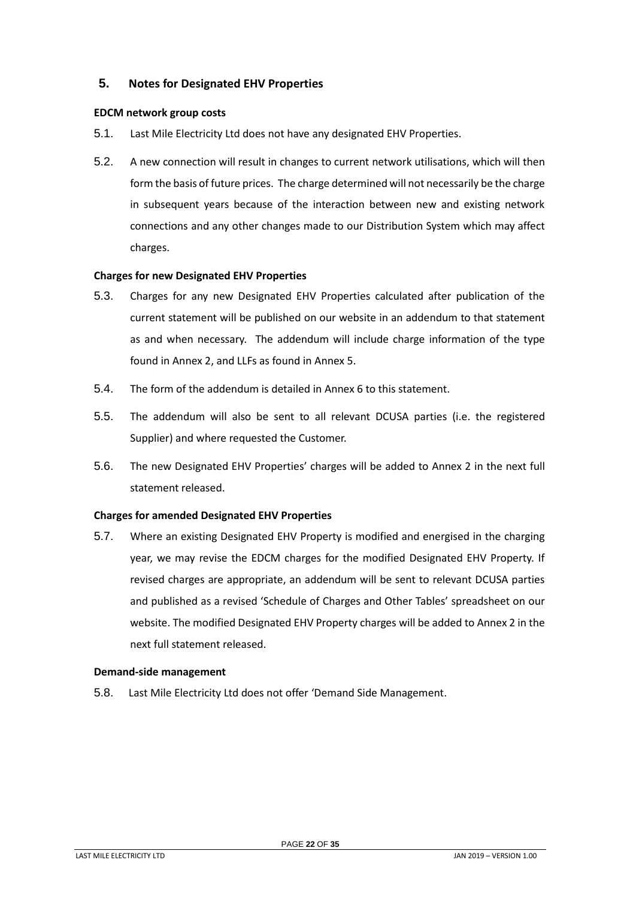## 5. Notes for Designated EHV Properties

**EDCM network group costs**

5.1. Last Mile Electricity Ltd does not have any designated EHV Properties.

5.2. A new connection will result in changes to current network utilisations, which will then form the basis of future prices. The charge determined will not necessarily be the charge in subsequent years because of the interaction between new and existing network connections and any other changes made to our Distribution System which may affect charges.

**Charges for new Designated EHV Properties**

5.3. Charges for any new Designated EHV Properties calculated after publication of the current statement will be published on our website in an addendum to that statement as and when necessary. The addendum will include charge information of the type found in Annex 2, and LLFs as found in Annex 5.

5.4. The form of the addendum is detailed in Annex 6 to this statement.

5.5. The addendum will also be sent to all relevant DCUSA parties (i.e. the registered Supplier) and where requested the Customer.

5.6. The new Designated EHV Properties' charges will be added to Annex 2 in the next full statement released.

**Charges for amended Designated EHV Properties**

5.7. Where an existing Designated EHV Property is modified and energised in the charging year, we may revise the EDCM charges for the modified Designated EHV Property. If revised charges are appropriate, an addendum will be sent to relevant DCUSA parties and published as a revised 'Schedule of Charges and Other Tables' spreadsheet on our website. The modified Designated EHV Property charges will be added to Annex 2 in the next full statement released.

**Demand-side management**

5.8. Last Mile Electricity Ltd does not offer 'Demand Side Management.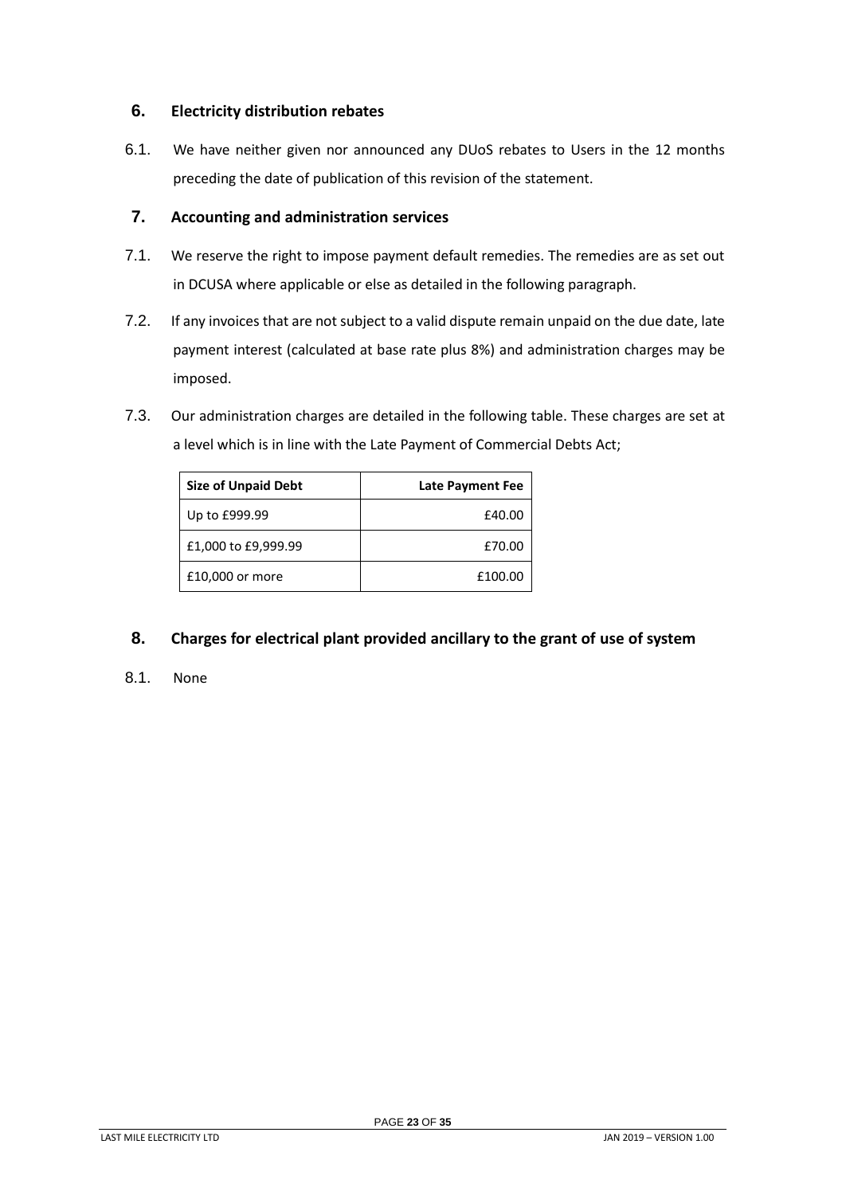## 6. Electricity distribution rebates

6.1. We have neither given nor announced any DUoS rebates to Users in the 12 months preceding the date of publication of this revision of the statement.

## 7. Accounting and administration services

7.1. We reserve the right to impose payment default remedies. The remedies are as set out in DCUSA where applicable or else as detailed in the following paragraph.

7.2. If any invoices that are not subject to a valid dispute remain unpaid on the due date, late payment interest (calculated at base rate plus 8%) and administration charges may be imposed.

7.3. Our administration charges are detailed in the following table. These charges are set at a level which is in line with the Late Payment of Commercial Debts Act;

| Size of Unpaid Debt | Late Payment Fee |
|---|---:|
| Up to £999.99 | £40.00 |
| £1,000 to £9,999.99 | £70.00 |
| £10,000 or more | £100.00 |

## 8. Charges for electrical plant provided ancillary to the grant of use of system

8.1. None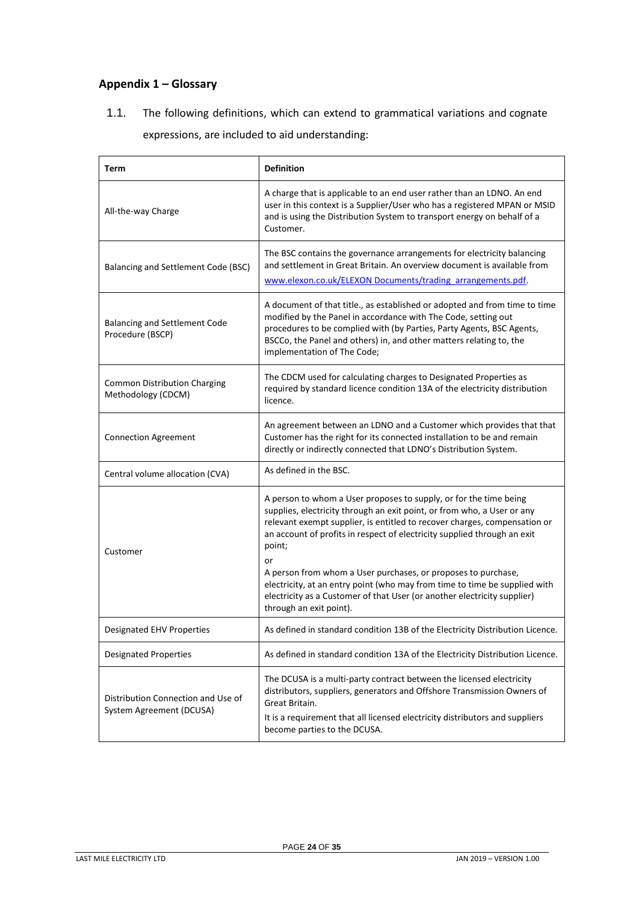## Appendix 1 – Glossary

1.1. The following definitions, which can extend to grammatical variations and cognate expressions, are included to aid understanding:

| Term | Definition |
|---|---|
| All-the-way Charge | A charge that is applicable to an end user rather than an LDNO. An end user in this context is a Supplier/User who has a registered MPAN or MSID and is using the Distribution System to transport energy on behalf of a Customer. |
| Balancing and Settlement Code (BSC) | The BSC contains the governance arrangements for electricity balancing and settlement in Great Britain. An overview document is available from www.elexon.co.uk/ELEXON Documents/trading_arrangements.pdf. |
| Balancing and Settlement Code Procedure (BSCP) | A document of that title., as established or adopted and from time to time modified by the Panel in accordance with The Code, setting out procedures to be complied with (by Parties, Party Agents, BSC Agents, BSCCo, the Panel and others) in, and other matters relating to, the implementation of The Code; |
| Common Distribution Charging Methodology (CDCM) | The CDCM used for calculating charges to Designated Properties as required by standard licence condition 13A of the electricity distribution licence. |
| Connection Agreement | An agreement between an LDNO and a Customer which provides that that Customer has the right for its connected installation to be and remain directly or indirectly connected that LDNO's Distribution System. |
| Central volume allocation (CVA) | As defined in the BSC. |
| Customer | A person to whom a User proposes to supply, or for the time being supplies, electricity through an exit point, or from who, a User or any relevant exempt supplier, is entitled to recover charges, compensation or an account of profits in respect of electricity supplied through an exit point;<br>or<br>A person from whom a User purchases, or proposes to purchase, electricity, at an entry point (who may from time to time be supplied with electricity as a Customer of that User (or another electricity supplier) through an exit point). |
| Designated EHV Properties | As defined in standard condition 13B of the Electricity Distribution Licence. |
| Designated Properties | As defined in standard condition 13A of the Electricity Distribution Licence. |
| Distribution Connection and Use of System Agreement (DCUSA) | The DCUSA is a multi-party contract between the licensed electricity distributors, suppliers, generators and Offshore Transmission Owners of Great Britain.<br>It is a requirement that all licensed electricity distributors and suppliers become parties to the DCUSA. |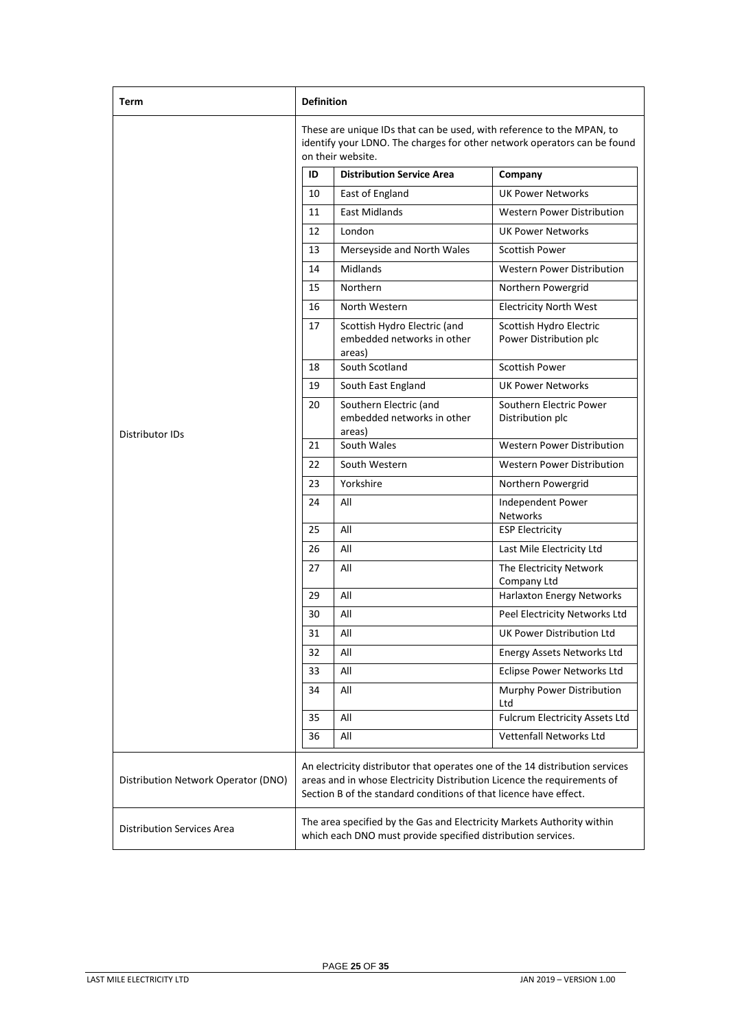| Term | Definition |
|---|---|
| Distributor IDs | These are unique IDs that can be used, with reference to the MPAN, to identify your LDNO. The charges for other network operators can be found on their website. |
| Distribution Network Operator (DNO) | An electricity distributor that operates one of the 14 distribution services areas and in whose Electricity Distribution Licence the requirements of Section B of the standard conditions of that licence have effect. |
| Distribution Services Area | The area specified by the Gas and Electricity Markets Authority within which each DNO must provide specified distribution services. |

| ID | Distribution Service Area | Company |
|---|---|---|
| 10 | East of England | UK Power Networks |
| 11 | East Midlands | Western Power Distribution |
| 12 | London | UK Power Networks |
| 13 | Merseyside and North Wales | Scottish Power |
| 14 | Midlands | Western Power Distribution |
| 15 | Northern | Northern Powergrid |
| 16 | North Western | Electricity North West |
| 17 | Scottish Hydro Electric (and embedded networks in other areas) | Scottish Hydro Electric Power Distribution plc |
| 18 | South Scotland | Scottish Power |
| 19 | South East England | UK Power Networks |
| 20 | Southern Electric (and embedded networks in other areas) | Southern Electric Power Distribution plc |
| 21 | South Wales | Western Power Distribution |
| 22 | South Western | Western Power Distribution |
| 23 | Yorkshire | Northern Powergrid |
| 24 | All | Independent Power Networks |
| 25 | All | ESP Electricity |
| 26 | All | Last Mile Electricity Ltd |
| 27 | All | The Electricity Network Company Ltd |
| 29 | All | Harlaxton Energy Networks |
| 30 | All | Peel Electricity Networks Ltd |
| 31 | All | UK Power Distribution Ltd |
| 32 | All | Energy Assets Networks Ltd |
| 33 | All | Eclipse Power Networks Ltd |
| 34 | All | Murphy Power Distribution Ltd |
| 35 | All | Fulcrum Electricity Assets Ltd |
| 36 | All | Vettenfall Networks Ltd |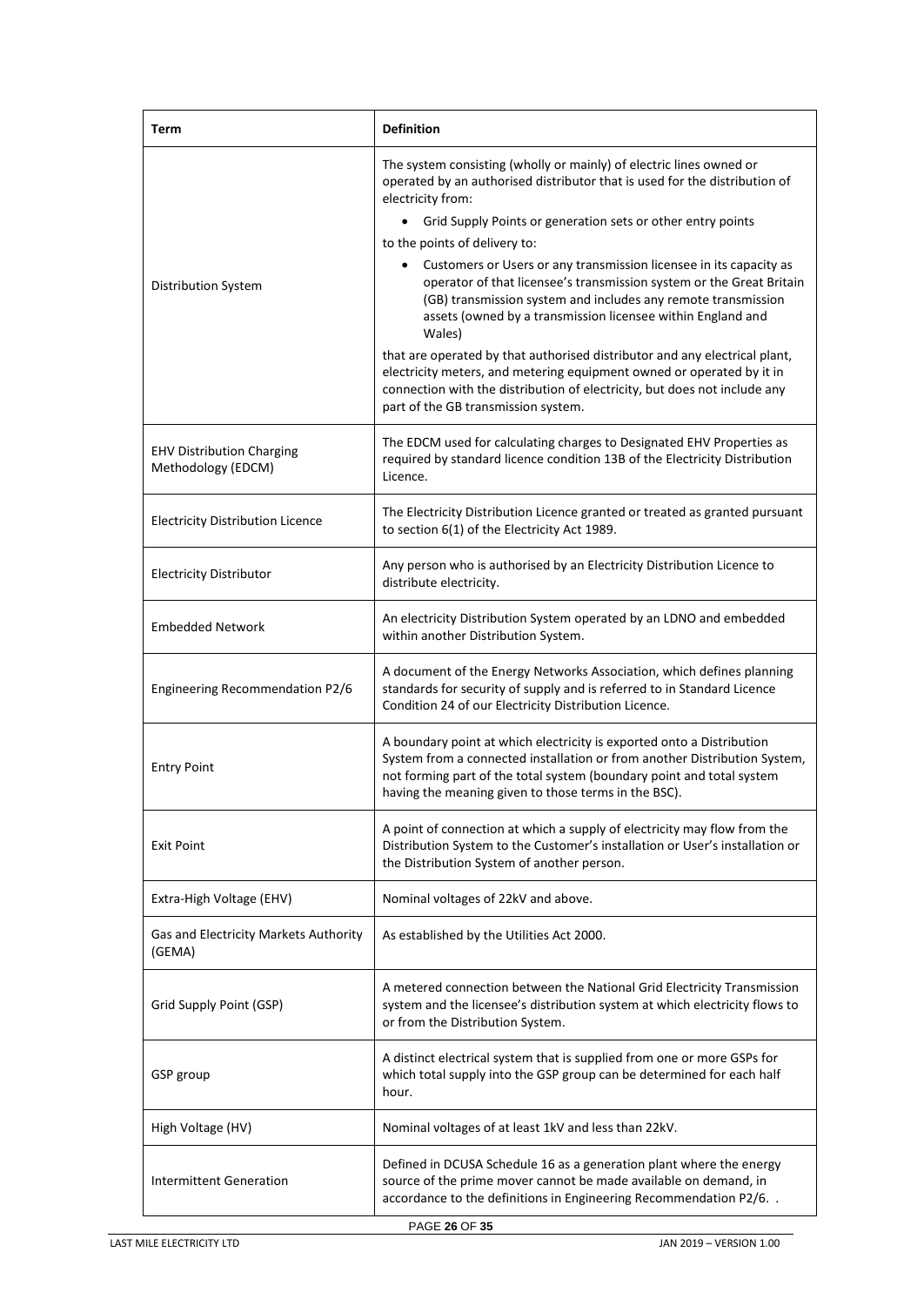| Term | Definition |
|---|---|
| Distribution System | The system consisting (wholly or mainly) of electric lines owned or operated by an authorised distributor that is used for the distribution of electricity from:<br>• Grid Supply Points or generation sets or other entry points<br>to the points of delivery to:<br>• Customers or Users or any transmission licensee in its capacity as operator of that licensee's transmission system or the Great Britain (GB) transmission system and includes any remote transmission assets (owned by a transmission licensee within England and Wales)<br>that are operated by that authorised distributor and any electrical plant, electricity meters, and metering equipment owned or operated by it in connection with the distribution of electricity, but does not include any part of the GB transmission system. |
| EHV Distribution Charging Methodology (EDCM) | The EDCM used for calculating charges to Designated EHV Properties as required by standard licence condition 13B of the Electricity Distribution Licence. |
| Electricity Distribution Licence | The Electricity Distribution Licence granted or treated as granted pursuant to section 6(1) of the Electricity Act 1989. |
| Electricity Distributor | Any person who is authorised by an Electricity Distribution Licence to distribute electricity. |
| Embedded Network | An electricity Distribution System operated by an LDNO and embedded within another Distribution System. |
| Engineering Recommendation P2/6 | A document of the Energy Networks Association, which defines planning standards for security of supply and is referred to in Standard Licence Condition 24 of our Electricity Distribution Licence. |
| Entry Point | A boundary point at which electricity is exported onto a Distribution System from a connected installation or from another Distribution System, not forming part of the total system (boundary point and total system having the meaning given to those terms in the BSC). |
| Exit Point | A point of connection at which a supply of electricity may flow from the Distribution System to the Customer's installation or User's installation or the Distribution System of another person. |
| Extra-High Voltage (EHV) | Nominal voltages of 22kV and above. |
| Gas and Electricity Markets Authority (GEMA) | As established by the Utilities Act 2000. |
| Grid Supply Point (GSP) | A metered connection between the National Grid Electricity Transmission system and the licensee's distribution system at which electricity flows to or from the Distribution System. |
| GSP group | A distinct electrical system that is supplied from one or more GSPs for which total supply into the GSP group can be determined for each half hour. |
| High Voltage (HV) | Nominal voltages of at least 1kV and less than 22kV. |
| Intermittent Generation | Defined in DCUSA Schedule 16 as a generation plant where the energy source of the prime mover cannot be made available on demand, in accordance to the definitions in Engineering Recommendation P2/6. . |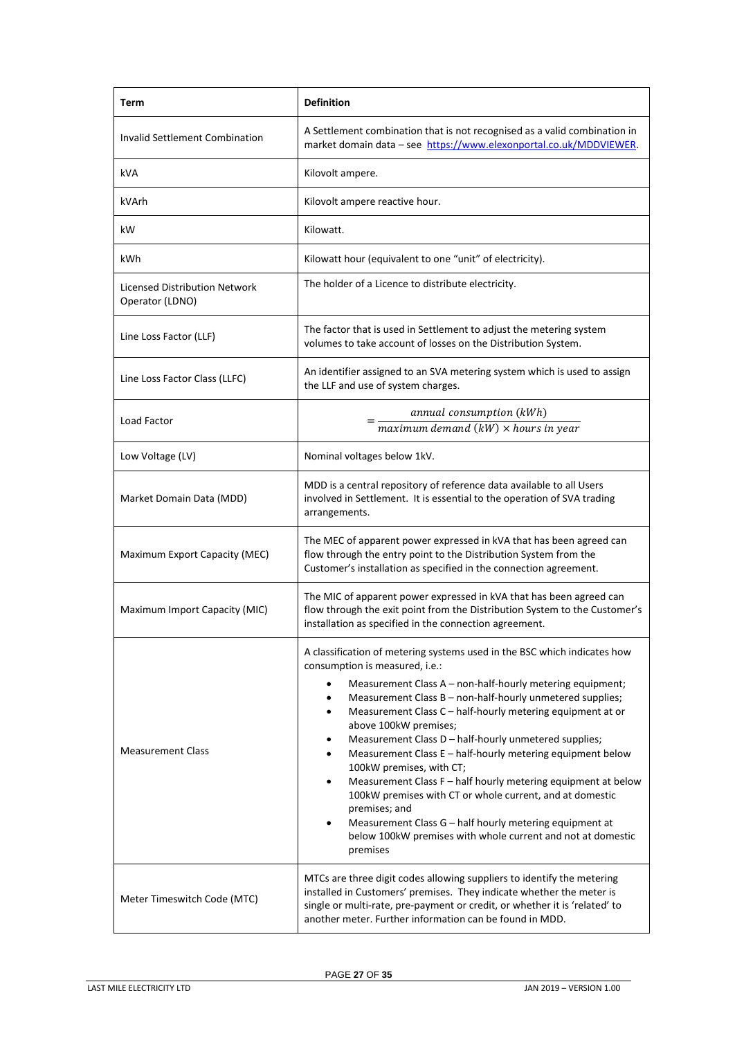| Term | Definition |
| --- | --- |
| Invalid Settlement Combination | A Settlement combination that is not recognised as a valid combination in market domain data – see https://www.elexonportal.co.uk/MDDVIEWER. |
| kVA | Kilovolt ampere. |
| kVArh | Kilovolt ampere reactive hour. |
| kW | Kilowatt. |
| kWh | Kilowatt hour (equivalent to one "unit" of electricity). |
| Licensed Distribution Network Operator (LDNO) | The holder of a Licence to distribute electricity. |
| Line Loss Factor (LLF) | The factor that is used in Settlement to adjust the metering system volumes to take account of losses on the Distribution System. |
| Line Loss Factor Class (LLFC) | An identifier assigned to an SVA metering system which is used to assign the LLF and use of system charges. |
| Load Factor | $= \frac{annual\ consumption\ (kWh)}{maximum\ demand\ (kW) \times hours\ in\ year}$ |
| Low Voltage (LV) | Nominal voltages below 1kV. |
| Market Domain Data (MDD) | MDD is a central repository of reference data available to all Users involved in Settlement. It is essential to the operation of SVA trading arrangements. |
| Maximum Export Capacity (MEC) | The MEC of apparent power expressed in kVA that has been agreed can flow through the entry point to the Distribution System from the Customer's installation as specified in the connection agreement. |
| Maximum Import Capacity (MIC) | The MIC of apparent power expressed in kVA that has been agreed can flow through the exit point from the Distribution System to the Customer's installation as specified in the connection agreement. |
| Measurement Class | A classification of metering systems used in the BSC which indicates how consumption is measured, i.e.:<br>• Measurement Class A – non-half-hourly metering equipment;<br>• Measurement Class B – non-half-hourly unmetered supplies;<br>• Measurement Class C – half-hourly metering equipment at or above 100kW premises;<br>• Measurement Class D – half-hourly unmetered supplies;<br>• Measurement Class E – half-hourly metering equipment below 100kW premises, with CT;<br>• Measurement Class F – half hourly metering equipment at below 100kW premises with CT or whole current, and at domestic premises; and<br>• Measurement Class G – half hourly metering equipment at below 100kW premises with whole current and not at domestic premises |
| Meter Timeswitch Code (MTC) | MTCs are three digit codes allowing suppliers to identify the metering installed in Customers' premises. They indicate whether the meter is single or multi-rate, pre-payment or credit, or whether it is 'related' to another meter. Further information can be found in MDD. |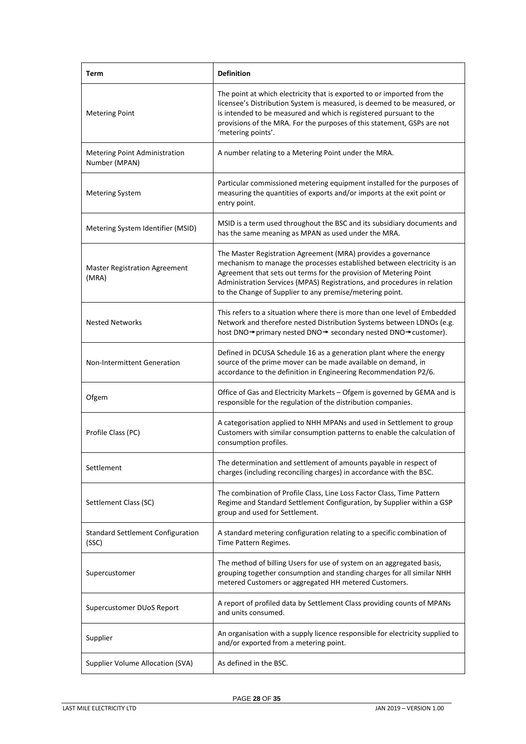| Term | Definition |
|---|---|
| Metering Point | The point at which electricity that is exported to or imported from the licensee's Distribution System is measured, is deemed to be measured, or is intended to be measured and which is registered pursuant to the provisions of the MRA. For the purposes of this statement, GSPs are not 'metering points'. |
| Metering Point Administration Number (MPAN) | A number relating to a Metering Point under the MRA. |
| Metering System | Particular commissioned metering equipment installed for the purposes of measuring the quantities of exports and/or imports at the exit point or entry point. |
| Metering System Identifier (MSID) | MSID is a term used throughout the BSC and its subsidiary documents and has the same meaning as MPAN as used under the MRA. |
| Master Registration Agreement (MRA) | The Master Registration Agreement (MRA) provides a governance mechanism to manage the processes established between electricity is an Agreement that sets out terms for the provision of Metering Point Administration Services (MPAS) Registrations, and procedures in relation to the Change of Supplier to any premise/metering point. |
| Nested Networks | This refers to a situation where there is more than one level of Embedded Network and therefore nested Distribution Systems between LDNOs (e.g. host DNO→primary nested DNO→ secondary nested DNO→customer). |
| Non-Intermittent Generation | Defined in DCUSA Schedule 16 as a generation plant where the energy source of the prime mover can be made available on demand, in accordance to the definition in Engineering Recommendation P2/6. |
| Ofgem | Office of Gas and Electricity Markets – Ofgem is governed by GEMA and is responsible for the regulation of the distribution companies. |
| Profile Class (PC) | A categorisation applied to NHH MPANs and used in Settlement to group Customers with similar consumption patterns to enable the calculation of consumption profiles. |
| Settlement | The determination and settlement of amounts payable in respect of charges (including reconciling charges) in accordance with the BSC. |
| Settlement Class (SC) | The combination of Profile Class, Line Loss Factor Class, Time Pattern Regime and Standard Settlement Configuration, by Supplier within a GSP group and used for Settlement. |
| Standard Settlement Configuration (SSC) | A standard metering configuration relating to a specific combination of Time Pattern Regimes. |
| Supercustomer | The method of billing Users for use of system on an aggregated basis, grouping together consumption and standing charges for all similar NHH metered Customers or aggregated HH metered Customers. |
| Supercustomer DUoS Report | A report of profiled data by Settlement Class providing counts of MPANs and units consumed. |
| Supplier | An organisation with a supply licence responsible for electricity supplied to and/or exported from a metering point. |
| Supplier Volume Allocation (SVA) | As defined in the BSC. |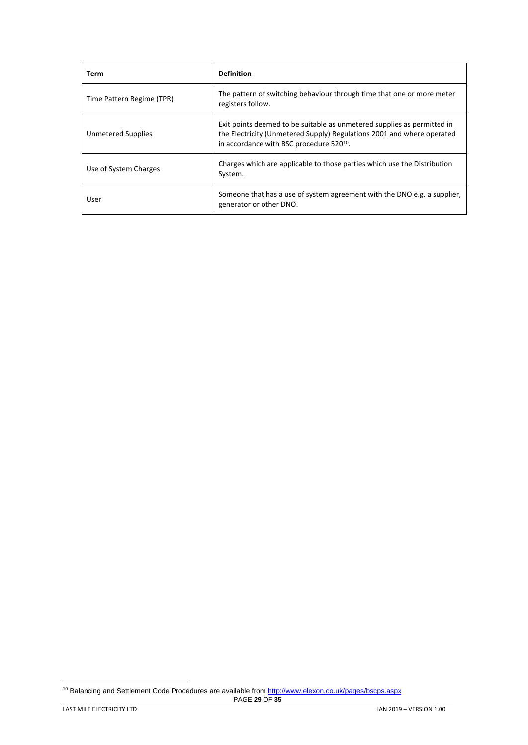| Term | Definition |
|---|---|
| Time Pattern Regime (TPR) | The pattern of switching behaviour through time that one or more meter registers follow. |
| Unmetered Supplies | Exit points deemed to be suitable as unmetered supplies as permitted in the Electricity (Unmetered Supply) Regulations 2001 and where operated in accordance with BSC procedure 520[10]. |
| Use of System Charges | Charges which are applicable to those parties which use the Distribution System. |
| User | Someone that has a use of system agreement with the DNO e.g. a supplier, generator or other DNO. |

[10] Balancing and Settlement Code Procedures are available from http://www.elexon.co.uk/pages/bscps.aspx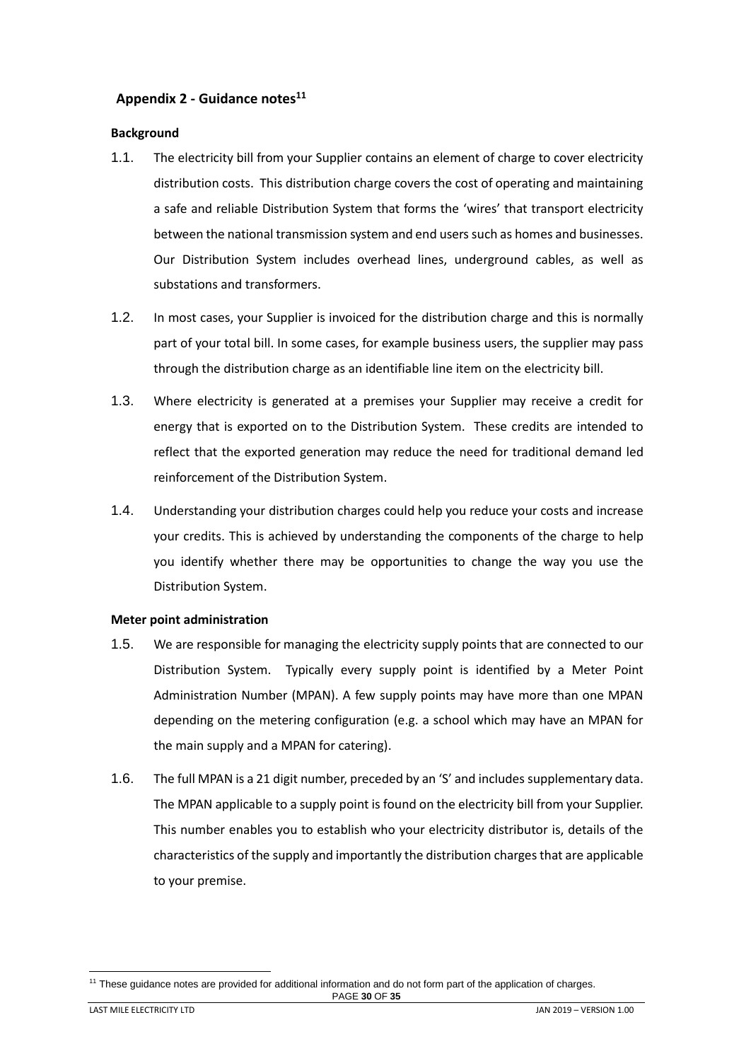## Appendix 2 - Guidance notes[11]

### Background

1.1. The electricity bill from your Supplier contains an element of charge to cover electricity distribution costs. This distribution charge covers the cost of operating and maintaining a safe and reliable Distribution System that forms the 'wires' that transport electricity between the national transmission system and end users such as homes and businesses. Our Distribution System includes overhead lines, underground cables, as well as substations and transformers.

1.2. In most cases, your Supplier is invoiced for the distribution charge and this is normally part of your total bill. In some cases, for example business users, the supplier may pass through the distribution charge as an identifiable line item on the electricity bill.

1.3. Where electricity is generated at a premises your Supplier may receive a credit for energy that is exported on to the Distribution System. These credits are intended to reflect that the exported generation may reduce the need for traditional demand led reinforcement of the Distribution System.

1.4. Understanding your distribution charges could help you reduce your costs and increase your credits. This is achieved by understanding the components of the charge to help you identify whether there may be opportunities to change the way you use the Distribution System.

### Meter point administration

1.5. We are responsible for managing the electricity supply points that are connected to our Distribution System. Typically every supply point is identified by a Meter Point Administration Number (MPAN). A few supply points may have more than one MPAN depending on the metering configuration (e.g. a school which may have an MPAN for the main supply and a MPAN for catering).

1.6. The full MPAN is a 21 digit number, preceded by an 'S' and includes supplementary data. The MPAN applicable to a supply point is found on the electricity bill from your Supplier. This number enables you to establish who your electricity distributor is, details of the characteristics of the supply and importantly the distribution charges that are applicable to your premise.

[11] These guidance notes are provided for additional information and do not form part of the application of charges.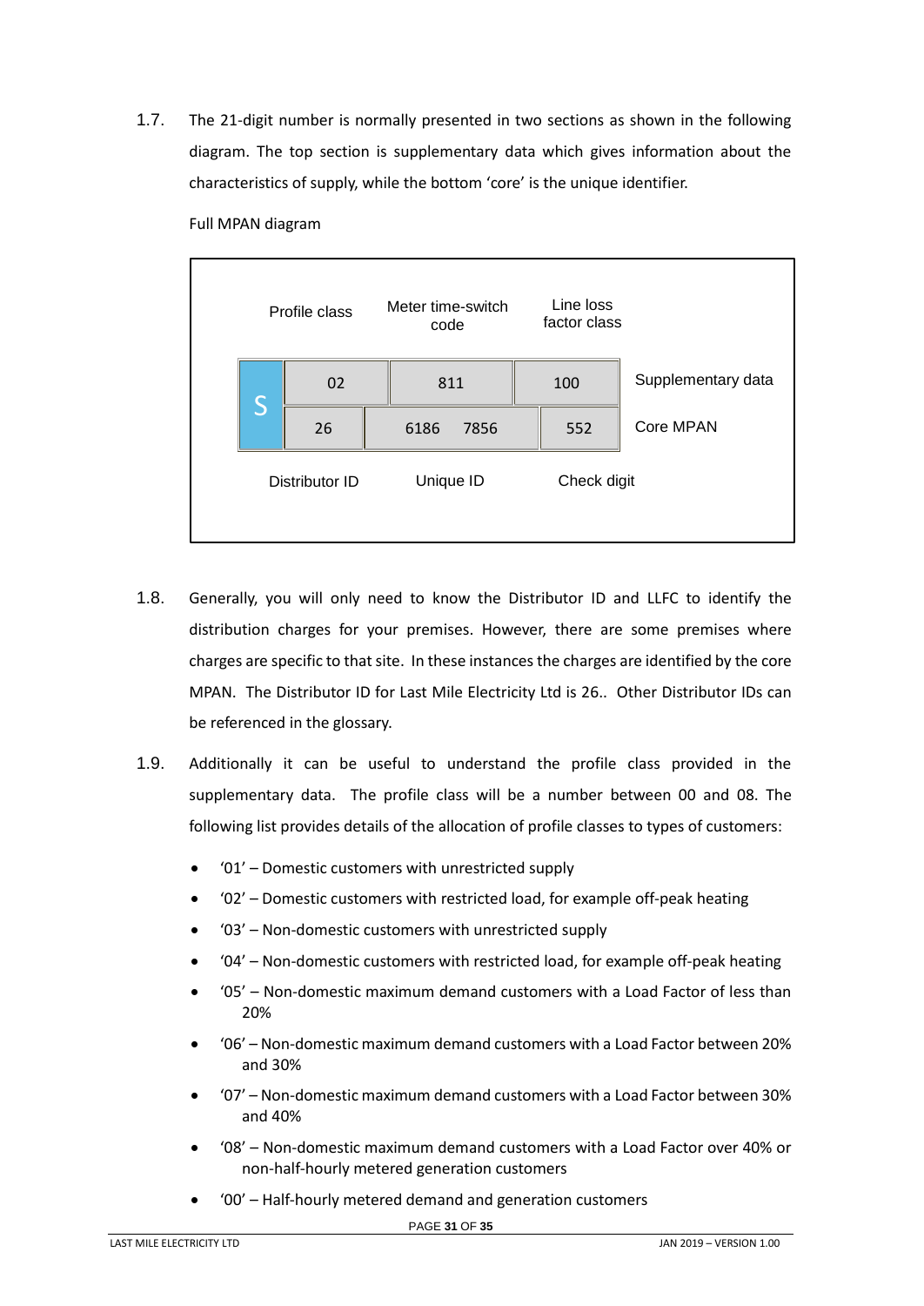1.7. The 21-digit number is normally presented in two sections as shown in the following diagram. The top section is supplementary data which gives information about the characteristics of supply, while the bottom 'core' is the unique identifier.

Full MPAN diagram

| | Profile class | Meter time-switch code | Line loss factor class | |
|---|---|---|---|---|
| S | 02 | 811 | 100 | Supplementary data |
| | 26 | 6186 7856 | 552 | Core MPAN |
| | Distributor ID | Unique ID | Check digit | |

1.8. Generally, you will only need to know the Distributor ID and LLFC to identify the distribution charges for your premises. However, there are some premises where charges are specific to that site. In these instances the charges are identified by the core MPAN. The Distributor ID for Last Mile Electricity Ltd is 26.. Other Distributor IDs can be referenced in the glossary.

1.9. Additionally it can be useful to understand the profile class provided in the supplementary data. The profile class will be a number between 00 and 08. The following list provides details of the allocation of profile classes to types of customers:

- '01' – Domestic customers with unrestricted supply
- '02' – Domestic customers with restricted load, for example off-peak heating
- '03' – Non-domestic customers with unrestricted supply
- '04' – Non-domestic customers with restricted load, for example off-peak heating
- '05' – Non-domestic maximum demand customers with a Load Factor of less than 20%
- '06' – Non-domestic maximum demand customers with a Load Factor between 20% and 30%
- '07' – Non-domestic maximum demand customers with a Load Factor between 30% and 40%
- '08' – Non-domestic maximum demand customers with a Load Factor over 40% or non-half-hourly metered generation customers
- '00' – Half-hourly metered demand and generation customers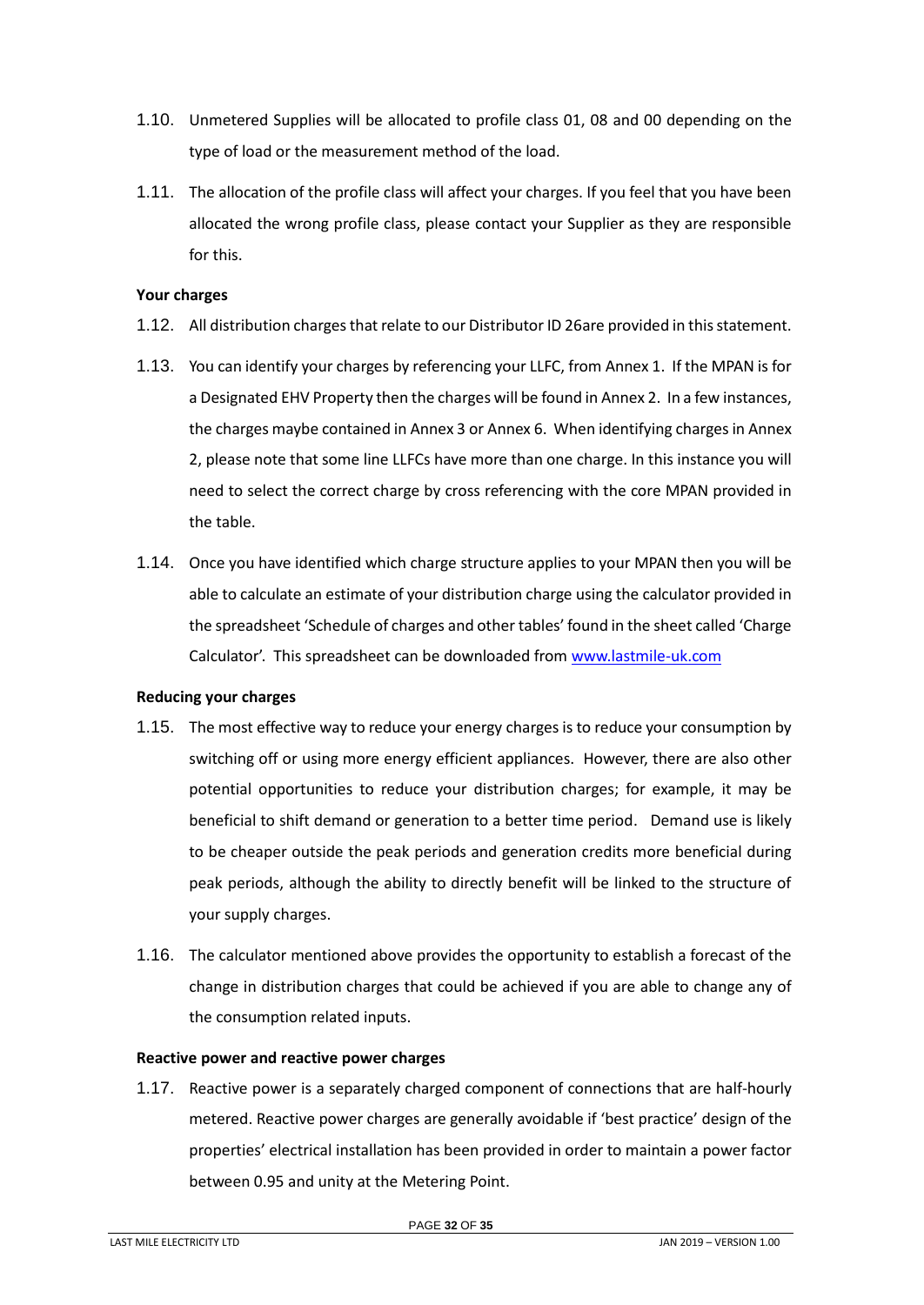1.10. Unmetered Supplies will be allocated to profile class 01, 08 and 00 depending on the type of load or the measurement method of the load.

1.11. The allocation of the profile class will affect your charges. If you feel that you have been allocated the wrong profile class, please contact your Supplier as they are responsible for this.

**Your charges**

1.12. All distribution charges that relate to our Distributor ID 26are provided in this statement.

1.13. You can identify your charges by referencing your LLFC, from Annex 1. If the MPAN is for a Designated EHV Property then the charges will be found in Annex 2. In a few instances, the charges maybe contained in Annex 3 or Annex 6. When identifying charges in Annex 2, please note that some line LLFCs have more than one charge. In this instance you will need to select the correct charge by cross referencing with the core MPAN provided in the table.

1.14. Once you have identified which charge structure applies to your MPAN then you will be able to calculate an estimate of your distribution charge using the calculator provided in the spreadsheet 'Schedule of charges and other tables' found in the sheet called 'Charge Calculator'. This spreadsheet can be downloaded from [www.lastmile-uk.com](www.lastmile-uk.com)

**Reducing your charges**

1.15. The most effective way to reduce your energy charges is to reduce your consumption by switching off or using more energy efficient appliances. However, there are also other potential opportunities to reduce your distribution charges; for example, it may be beneficial to shift demand or generation to a better time period. Demand use is likely to be cheaper outside the peak periods and generation credits more beneficial during peak periods, although the ability to directly benefit will be linked to the structure of your supply charges.

1.16. The calculator mentioned above provides the opportunity to establish a forecast of the change in distribution charges that could be achieved if you are able to change any of the consumption related inputs.

**Reactive power and reactive power charges**

1.17. Reactive power is a separately charged component of connections that are half-hourly metered. Reactive power charges are generally avoidable if 'best practice' design of the properties' electrical installation has been provided in order to maintain a power factor between 0.95 and unity at the Metering Point.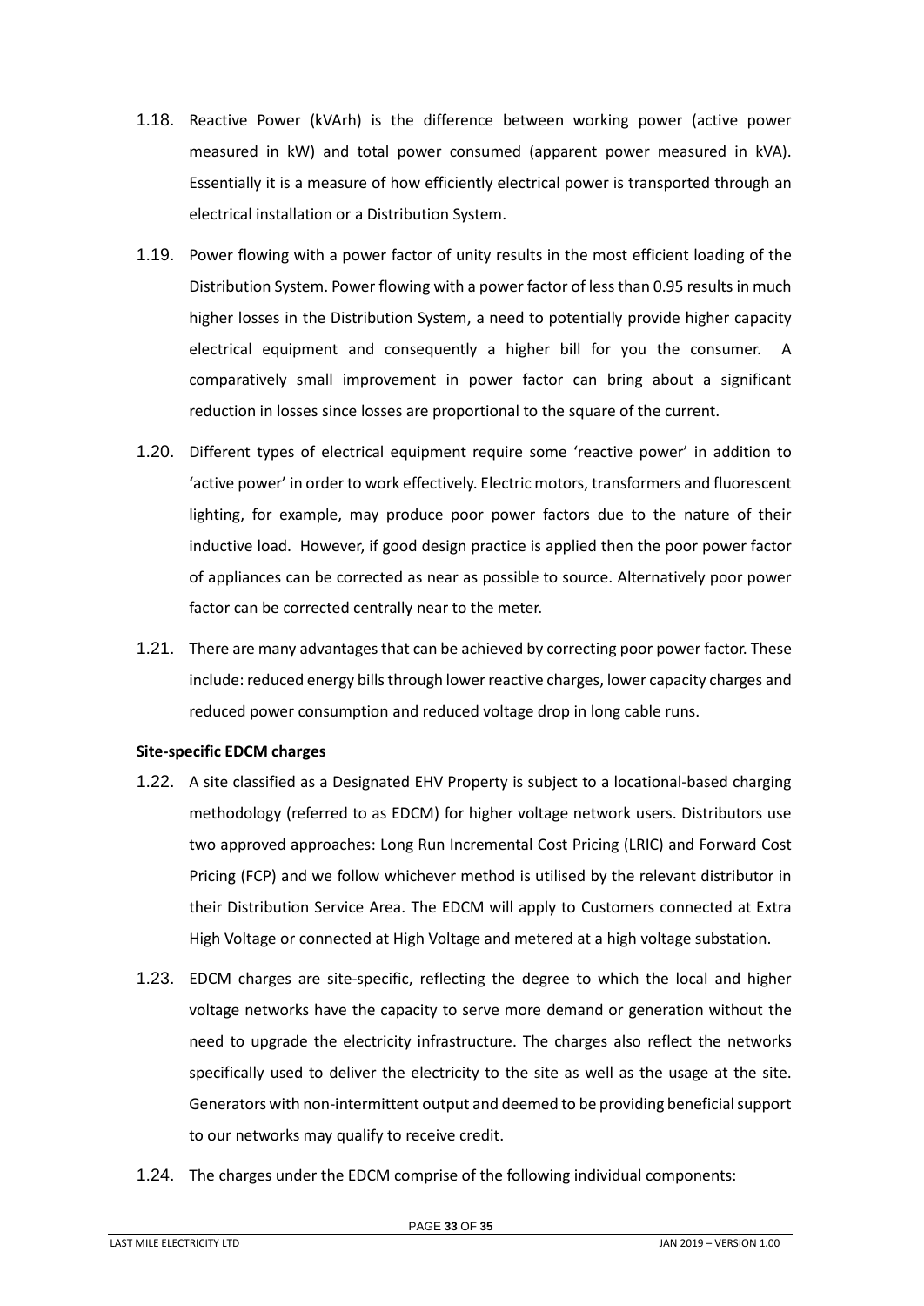1.18. Reactive Power (kVArh) is the difference between working power (active power measured in kW) and total power consumed (apparent power measured in kVA). Essentially it is a measure of how efficiently electrical power is transported through an electrical installation or a Distribution System.

1.19. Power flowing with a power factor of unity results in the most efficient loading of the Distribution System. Power flowing with a power factor of less than 0.95 results in much higher losses in the Distribution System, a need to potentially provide higher capacity electrical equipment and consequently a higher bill for you the consumer. A comparatively small improvement in power factor can bring about a significant reduction in losses since losses are proportional to the square of the current.

1.20. Different types of electrical equipment require some 'reactive power' in addition to 'active power' in order to work effectively. Electric motors, transformers and fluorescent lighting, for example, may produce poor power factors due to the nature of their inductive load. However, if good design practice is applied then the poor power factor of appliances can be corrected as near as possible to source. Alternatively poor power factor can be corrected centrally near to the meter.

1.21. There are many advantages that can be achieved by correcting poor power factor. These include: reduced energy bills through lower reactive charges, lower capacity charges and reduced power consumption and reduced voltage drop in long cable runs.

**Site-specific EDCM charges**

1.22. A site classified as a Designated EHV Property is subject to a locational-based charging methodology (referred to as EDCM) for higher voltage network users. Distributors use two approved approaches: Long Run Incremental Cost Pricing (LRIC) and Forward Cost Pricing (FCP) and we follow whichever method is utilised by the relevant distributor in their Distribution Service Area. The EDCM will apply to Customers connected at Extra High Voltage or connected at High Voltage and metered at a high voltage substation.

1.23. EDCM charges are site-specific, reflecting the degree to which the local and higher voltage networks have the capacity to serve more demand or generation without the need to upgrade the electricity infrastructure. The charges also reflect the networks specifically used to deliver the electricity to the site as well as the usage at the site. Generators with non-intermittent output and deemed to be providing beneficial support to our networks may qualify to receive credit.

1.24. The charges under the EDCM comprise of the following individual components: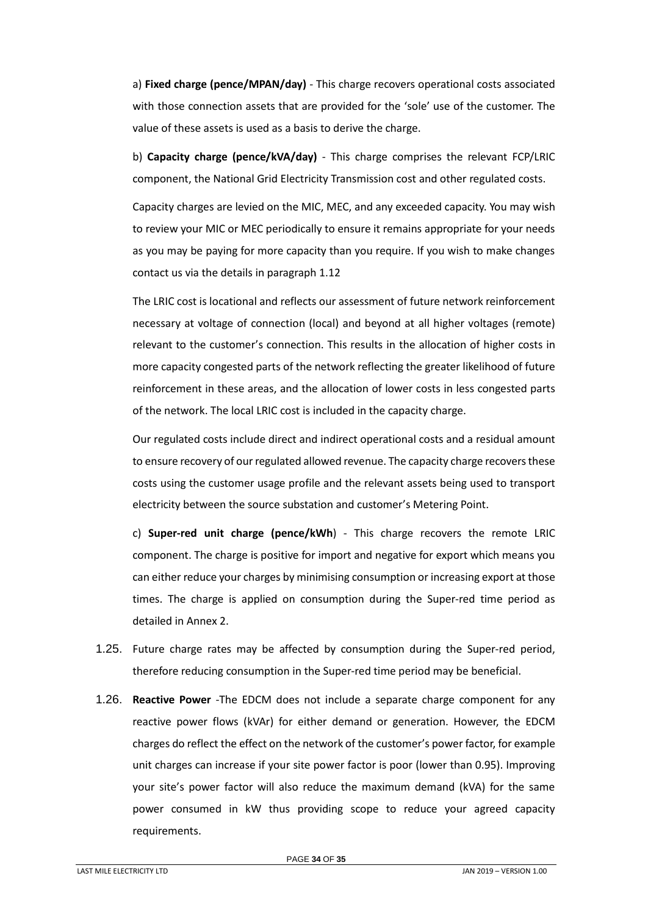a) **Fixed charge (pence/MPAN/day)** - This charge recovers operational costs associated with those connection assets that are provided for the 'sole' use of the customer. The value of these assets is used as a basis to derive the charge.

b) **Capacity charge (pence/kVA/day)** - This charge comprises the relevant FCP/LRIC component, the National Grid Electricity Transmission cost and other regulated costs.

Capacity charges are levied on the MIC, MEC, and any exceeded capacity. You may wish to review your MIC or MEC periodically to ensure it remains appropriate for your needs as you may be paying for more capacity than you require. If you wish to make changes contact us via the details in paragraph 1.12

The LRIC cost is locational and reflects our assessment of future network reinforcement necessary at voltage of connection (local) and beyond at all higher voltages (remote) relevant to the customer's connection. This results in the allocation of higher costs in more capacity congested parts of the network reflecting the greater likelihood of future reinforcement in these areas, and the allocation of lower costs in less congested parts of the network. The local LRIC cost is included in the capacity charge.

Our regulated costs include direct and indirect operational costs and a residual amount to ensure recovery of our regulated allowed revenue. The capacity charge recovers these costs using the customer usage profile and the relevant assets being used to transport electricity between the source substation and customer's Metering Point.

c) **Super-red unit charge (pence/kWh**) - This charge recovers the remote LRIC component. The charge is positive for import and negative for export which means you can either reduce your charges by minimising consumption or increasing export at those times. The charge is applied on consumption during the Super-red time period as detailed in Annex 2.

1.25. Future charge rates may be affected by consumption during the Super-red period, therefore reducing consumption in the Super-red time period may be beneficial.

1.26. **Reactive Power** -The EDCM does not include a separate charge component for any reactive power flows (kVAr) for either demand or generation. However, the EDCM charges do reflect the effect on the network of the customer's power factor, for example unit charges can increase if your site power factor is poor (lower than 0.95). Improving your site's power factor will also reduce the maximum demand (kVA) for the same power consumed in kW thus providing scope to reduce your agreed capacity requirements.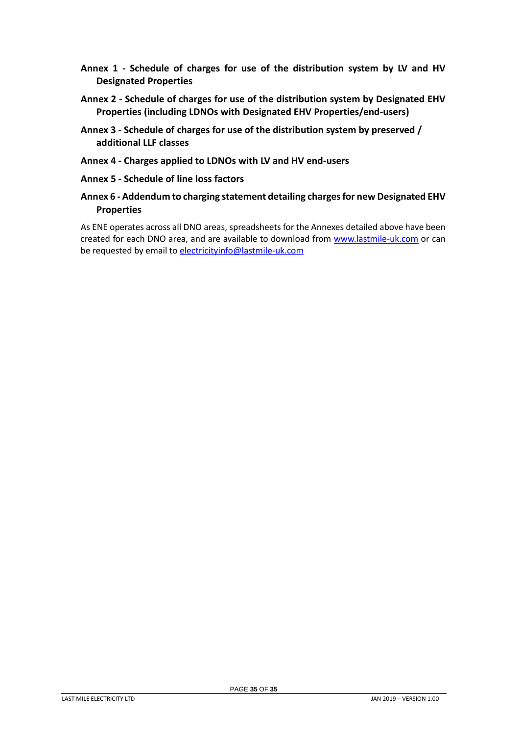**Annex 1 - Schedule of charges for use of the distribution system by LV and HV Designated Properties**

**Annex 2 - Schedule of charges for use of the distribution system by Designated EHV Properties (including LDNOs with Designated EHV Properties/end-users)**

**Annex 3 - Schedule of charges for use of the distribution system by preserved / additional LLF classes**

**Annex 4 - Charges applied to LDNOs with LV and HV end-users**

**Annex 5 - Schedule of line loss factors**

**Annex 6 - Addendum to charging statement detailing charges for new Designated EHV Properties**

As ENE operates across all DNO areas, spreadsheets for the Annexes detailed above have been created for each DNO area, and are available to download from www.lastmile-uk.com or can be requested by email to electricityinfo@lastmile-uk.com